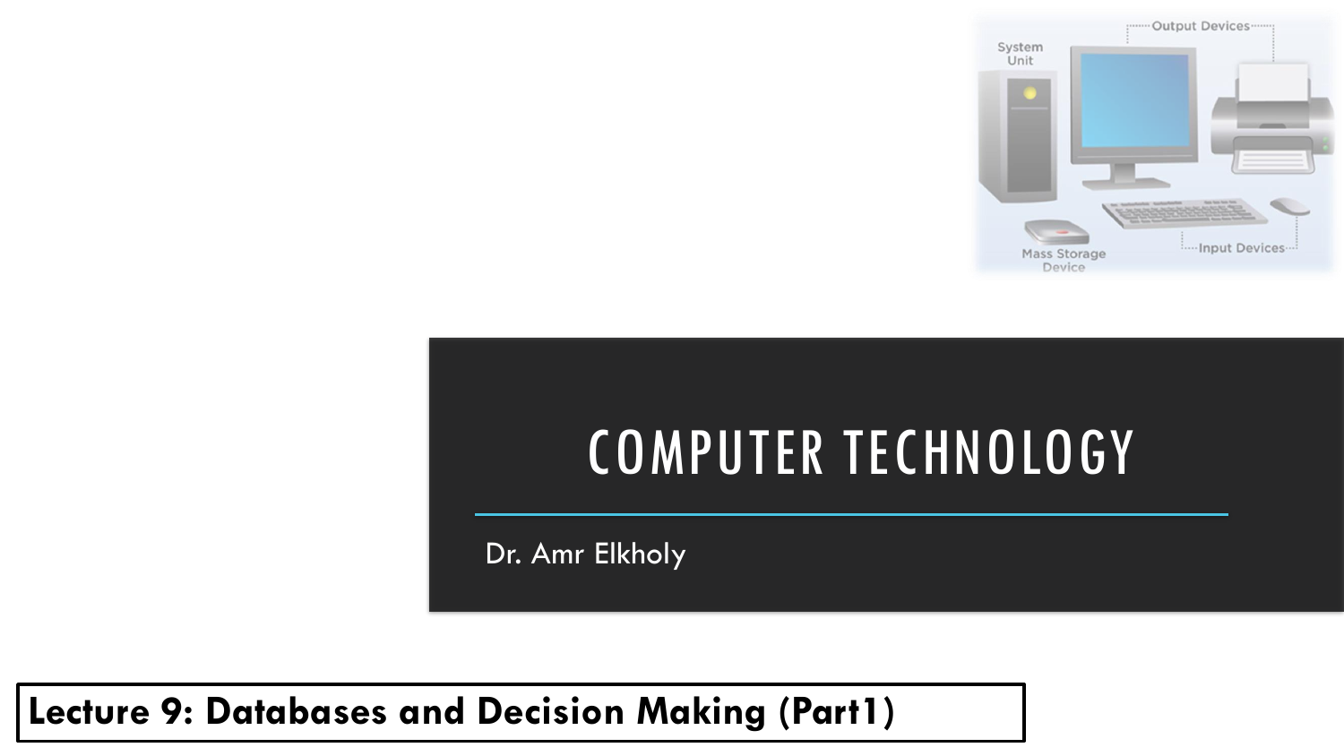# COMPUTER TECHNOLOGY

Dr. Amr Elkholy

**Lecture 9: Databases and Decision Making (Part1)**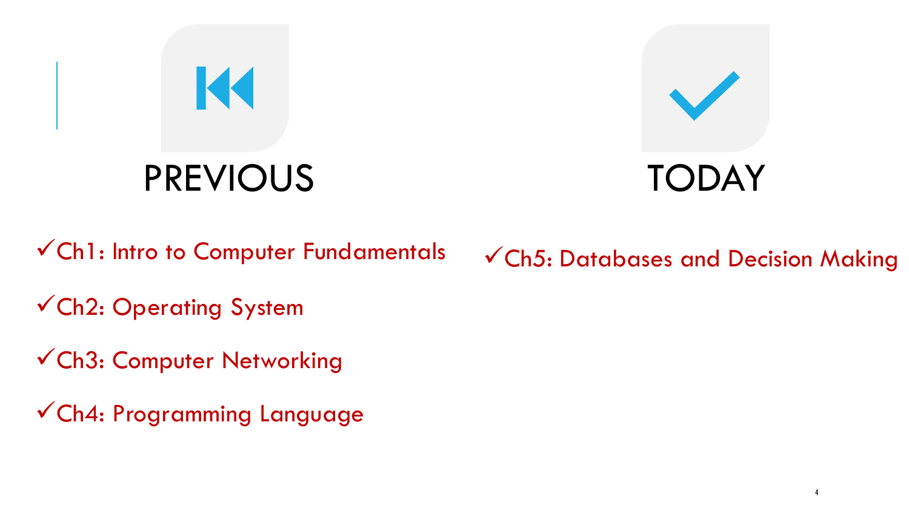## PREVIOUS

- ✓Ch1: Intro to Computer Fundamentals
- ✓Ch2: Operating System
- ✓Ch3: Computer Networking
- ✓Ch4: Programming Language

## TODAY

- ✓Ch5: Databases and Decision Making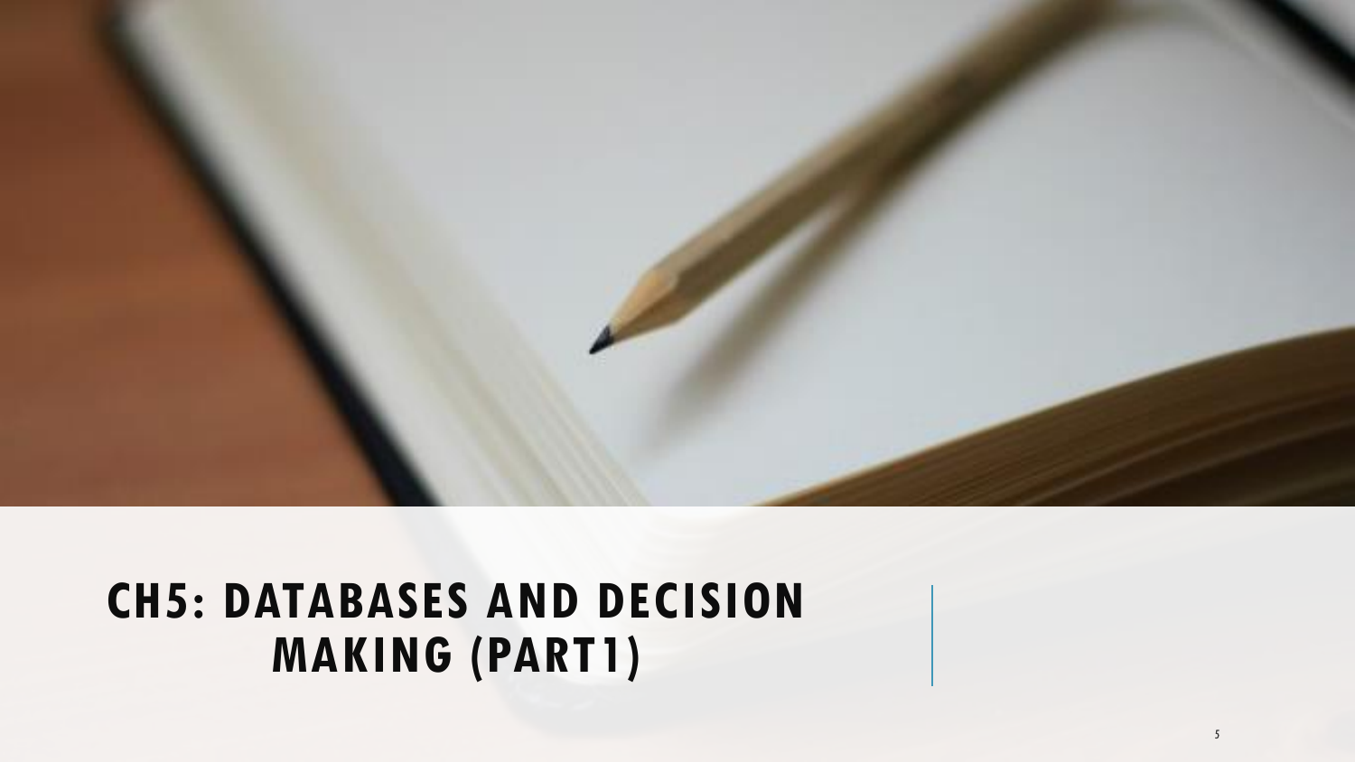# CH5: DATABASES AND DECISION MAKING (PART1)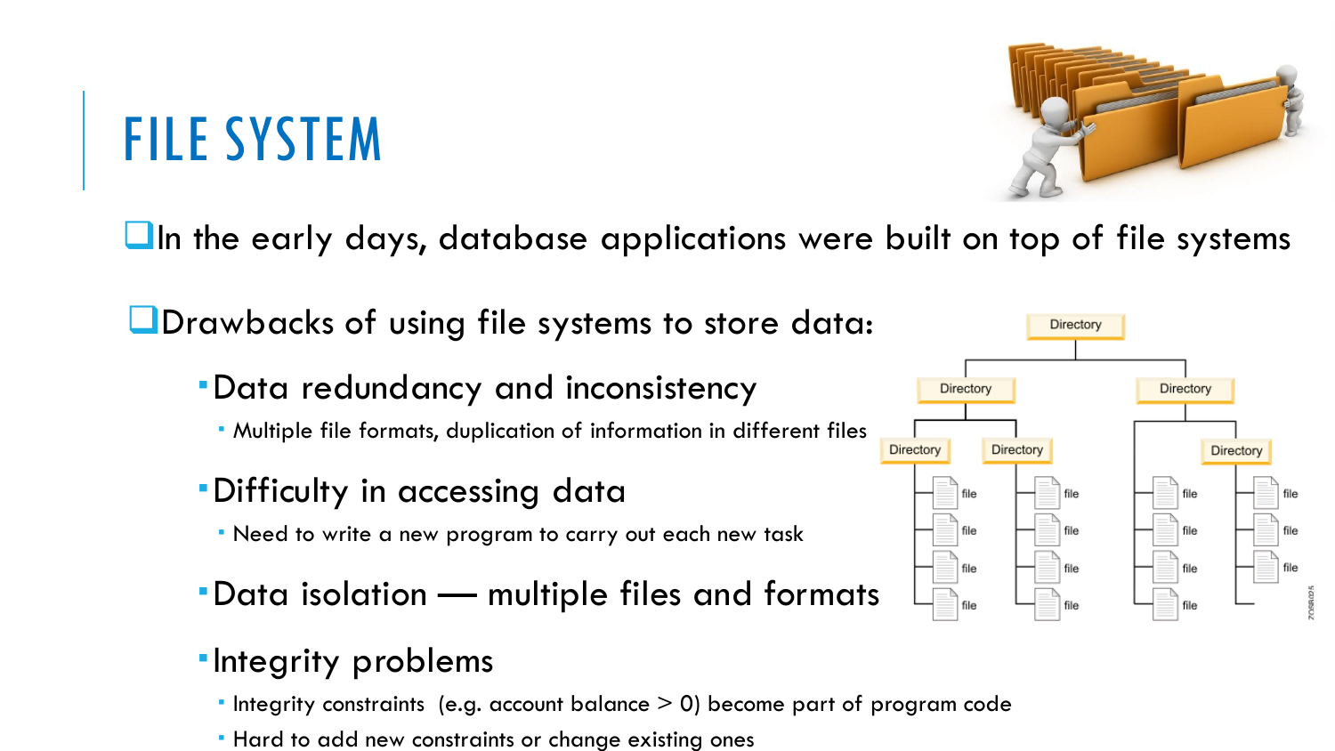# FILE SYSTEM

- In the early days, database applications were built on top of file systems

- Drawbacks of using file systems to store data:
  - Data redundancy and inconsistency
    - Multiple file formats, duplication of information in different files
  - Difficulty in accessing data
    - Need to write a new program to carry out each new task
  - Data isolation — multiple files and formats
  - Integrity problems
    - Integrity constraints (e.g. account balance > 0) become part of program code
    - Hard to add new constraints or change existing ones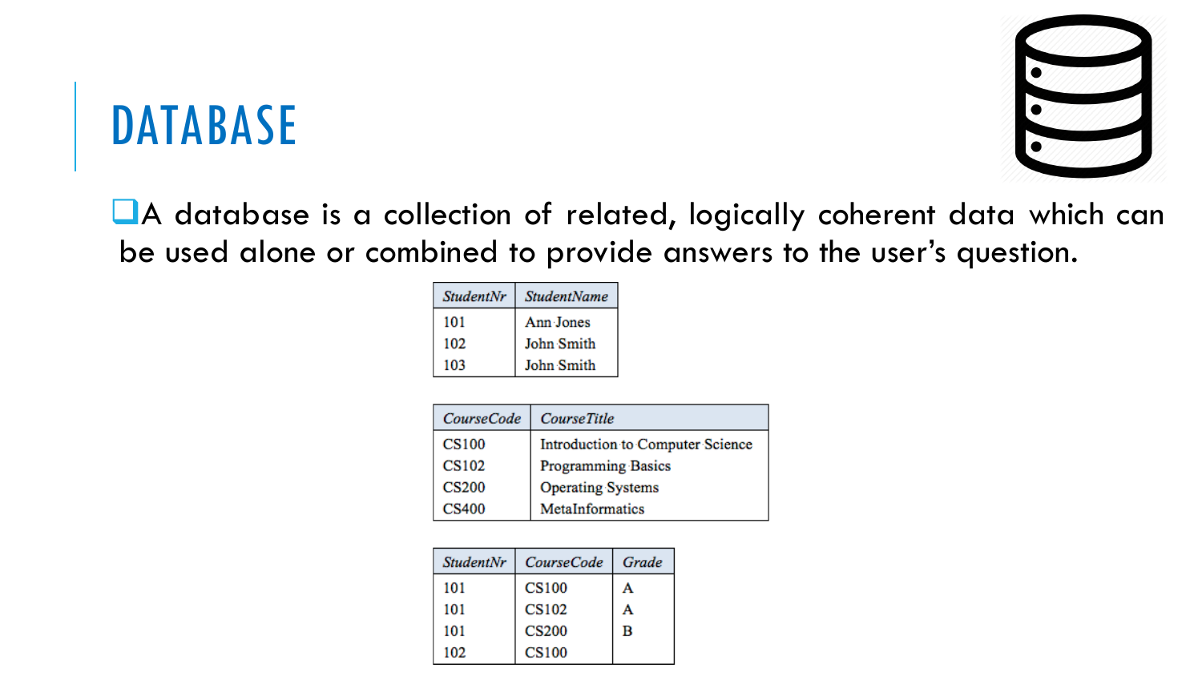# DATABASE

- A database is a collection of related, logically coherent data which can be used alone or combined to provide answers to the user's question.

| *StudentNr* | *StudentName* |
|---|---|
| 101 | Ann Jones |
| 102 | John Smith |
| 103 | John Smith |

| *CourseCode* | *CourseTitle* |
|---|---|
| CS100 | Introduction to Computer Science |
| CS102 | Programming Basics |
| CS200 | Operating Systems |
| CS400 | MetaInformatics |

| *StudentNr* | *CourseCode* | *Grade* |
|---|---|---|
| 101 | CS100 | A |
| 101 | CS102 | A |
| 101 | CS200 | B |
| 102 | CS100 | |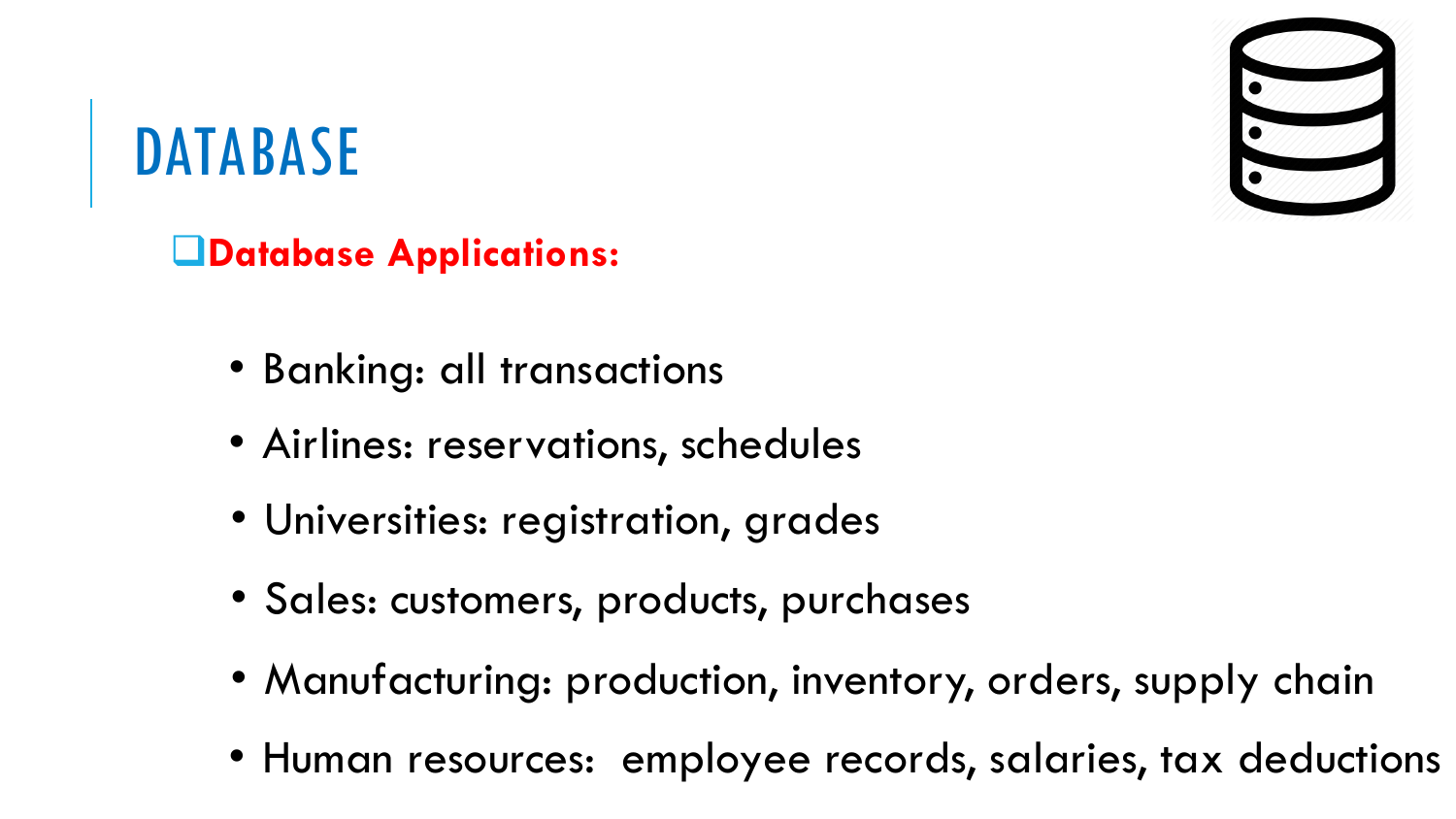# DATABASE

**Database Applications:**

- Banking: all transactions
- Airlines: reservations, schedules
- Universities: registration, grades
- Sales: customers, products, purchases
- Manufacturing: production, inventory, orders, supply chain
- Human resources: employee records, salaries, tax deductions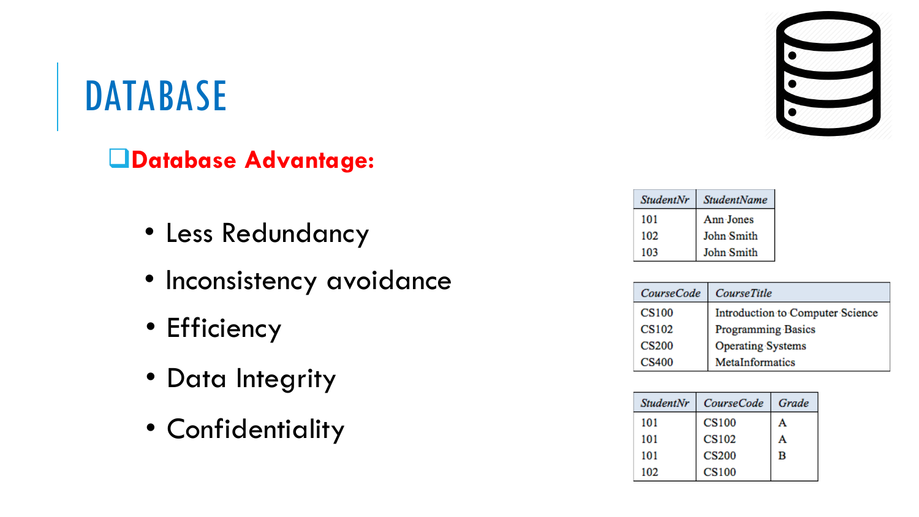# DATABASE

## Database Advantage:

- Less Redundancy
- Inconsistency avoidance
- Efficiency
- Data Integrity
- Confidentiality

| *StudentNr* | *StudentName* |
|---|---|
| 101 | Ann Jones |
| 102 | John Smith |
| 103 | John Smith |

| *CourseCode* | *CourseTitle* |
|---|---|
| CS100 | Introduction to Computer Science |
| CS102 | Programming Basics |
| CS200 | Operating Systems |
| CS400 | MetaInformatics |

| *StudentNr* | *CourseCode* | *Grade* |
|---|---|---|
| 101 | CS100 | A |
| 101 | CS102 | A |
| 101 | CS200 | B |
| 102 | CS100 | |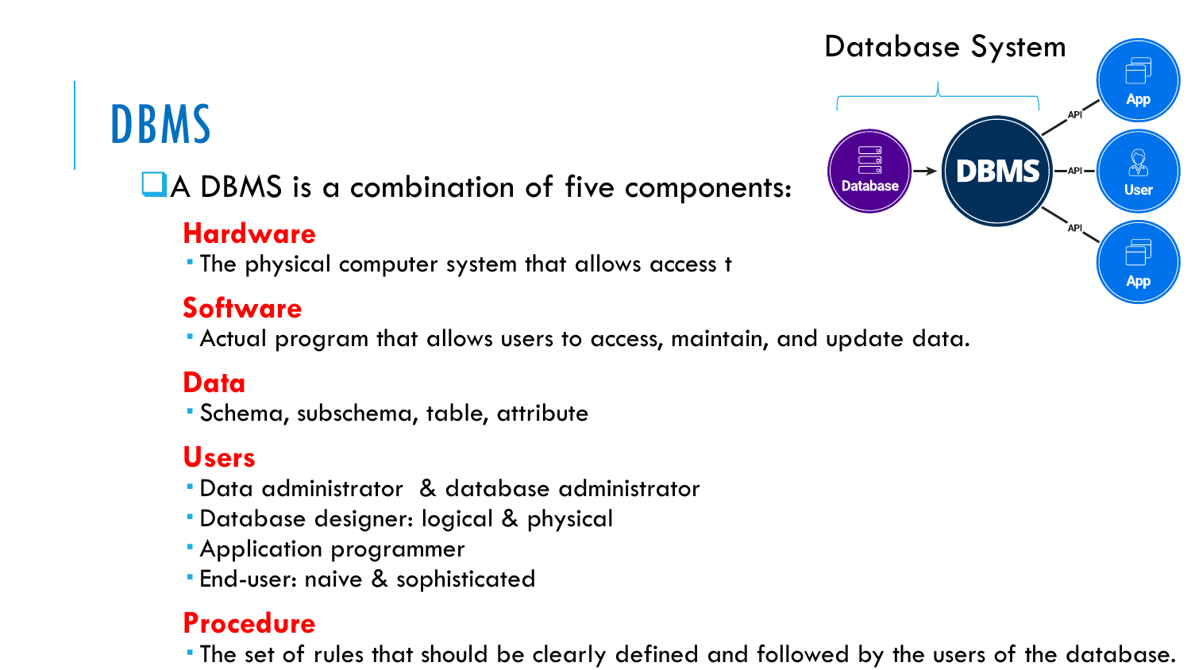# DBMS

- A DBMS is a combination of five components:

**Hardware**

- The physical computer system that allows access t

**Software**

- Actual program that allows users to access, maintain, and update data.

**Data**

- Schema, subschema, table, attribute

**Users**

- Data administrator & database administrator
- Database designer: logical & physical
- Application programmer
- End-user: naive & sophisticated

**Procedure**

- The set of rules that should be clearly defined and followed by the users of the database.

Database System

Database → DBMS — API — App, User, App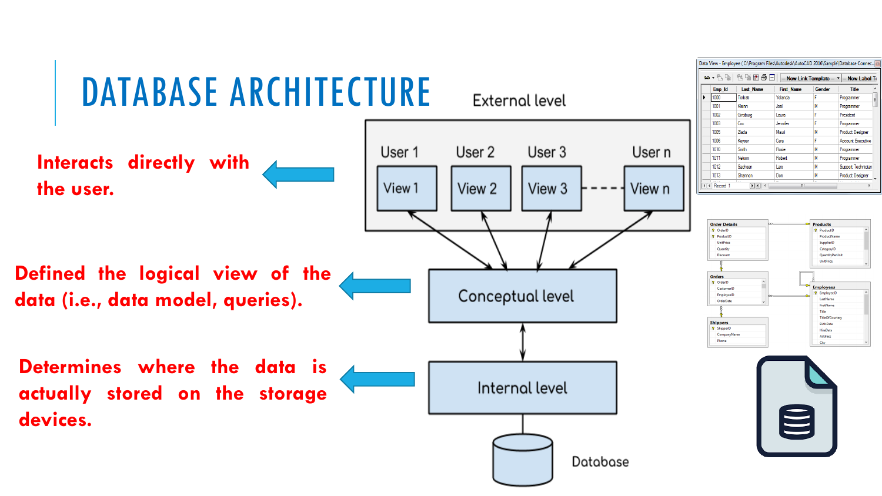# DATABASE ARCHITECTURE

External level

User 1 | User 2 | User 3 | User n

View 1 | View 2 | View 3 | View n

**Interacts directly with the user.**

Conceptual level

**Defined the logical view of the data (i.e., data model, queries).**

Internal level

**Determines where the data is actually stored on the storage devices.**

Database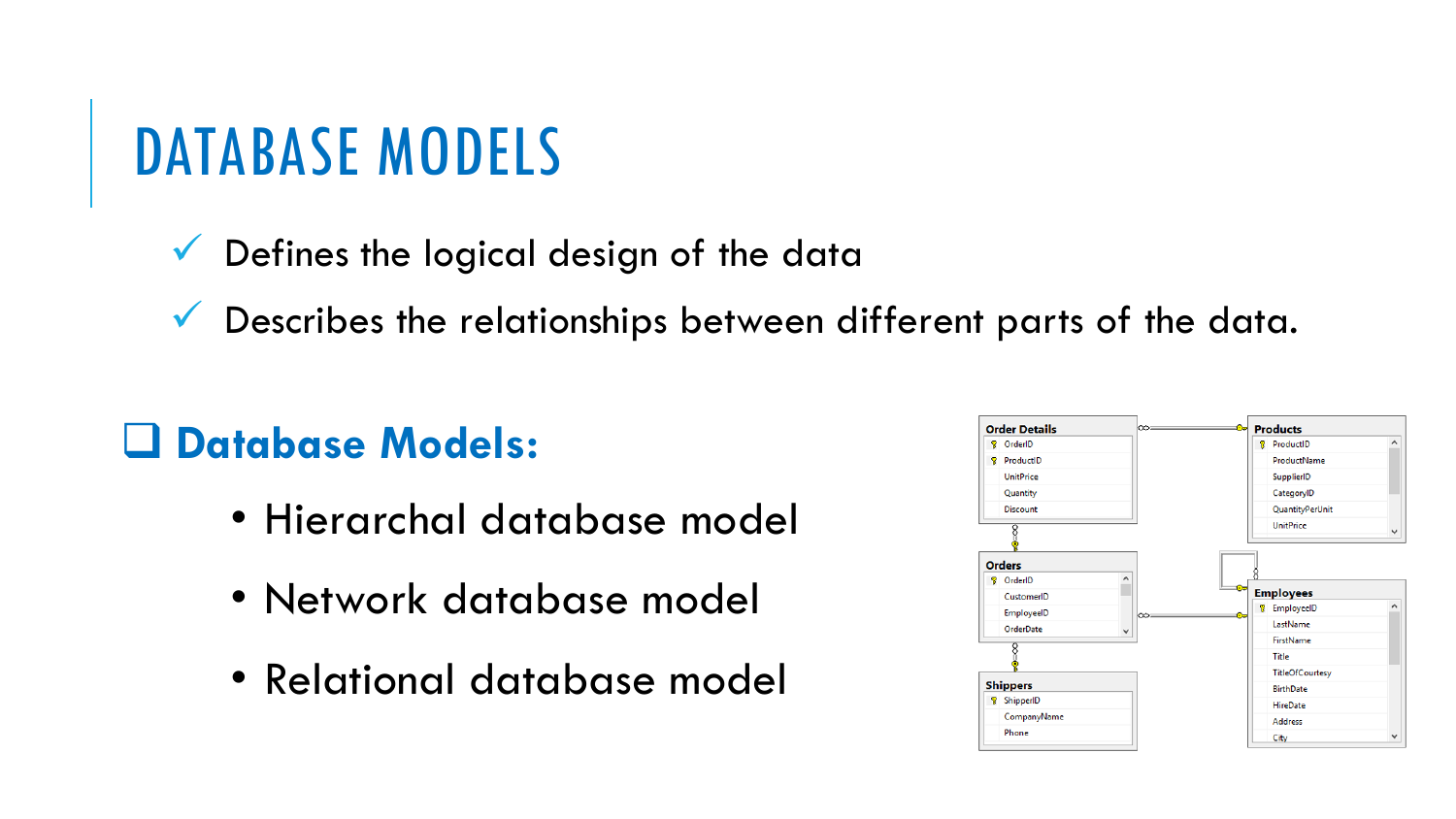# DATABASE MODELS

- ✓ Defines the logical design of the data
- ✓ Describes the relationships between different parts of the data.

## ❑ Database Models:

- Hierarchal database model
- Network database model
- Relational database model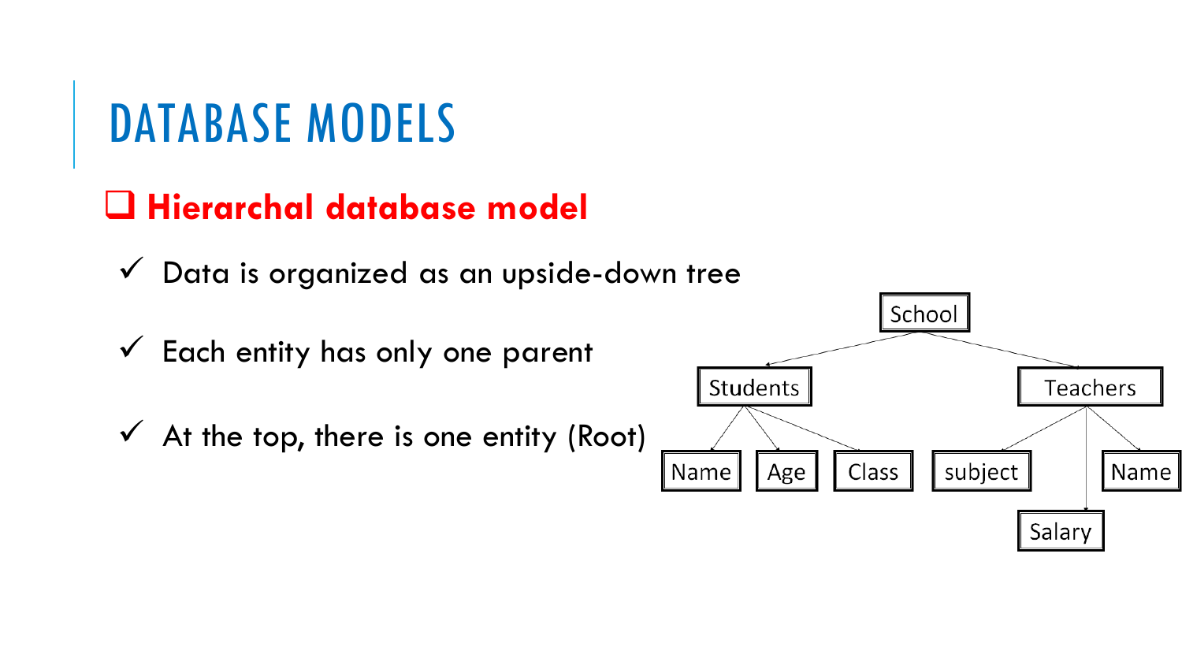# DATABASE MODELS

## Hierarchal database model

- ✓ Data is organized as an upside-down tree
- ✓ Each entity has only one parent
- ✓ At the top, there is one entity (Root)

School

Students

Teachers

Name

Age

Class

subject

Name

Salary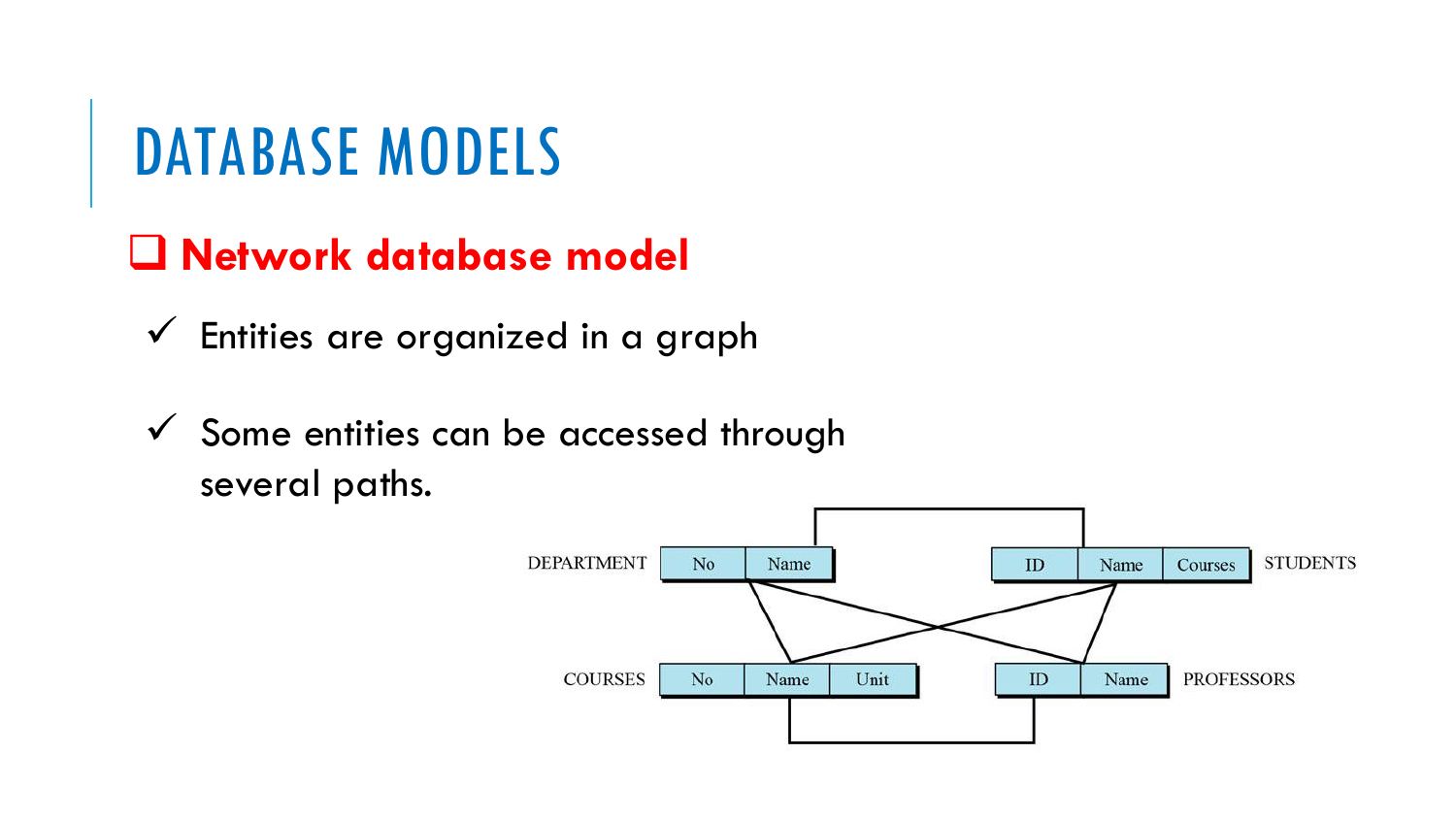# DATABASE MODELS

## ❑ Network database model

- ✓ Entities are organized in a graph
- ✓ Some entities can be accessed through several paths.

DEPARTMENT

| No | Name |
|---|---|

STUDENTS

| ID | Name | Courses |
|---|---|---|

COURSES

| No | Name | Unit |
|---|---|---|

PROFESSORS

| ID | Name |
|---|---|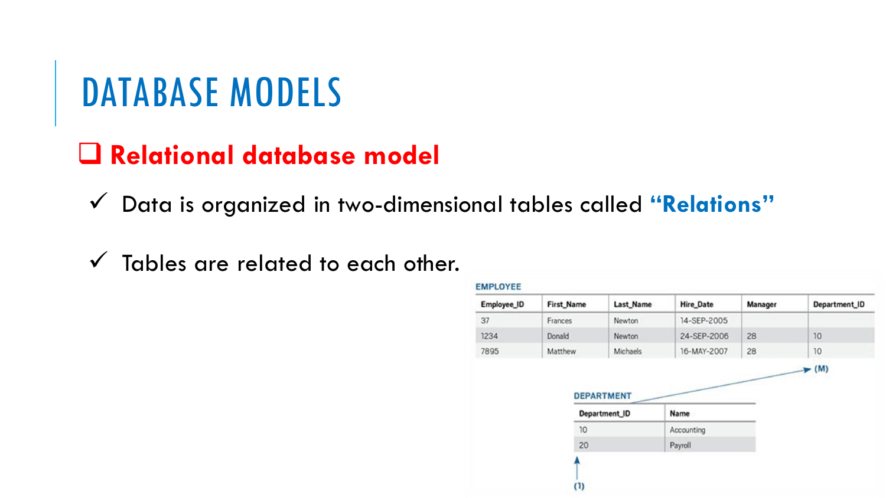# DATABASE MODELS

## ❑ Relational database model

- ✓ Data is organized in two-dimensional tables called **"Relations"**
- ✓ Tables are related to each other.

**EMPLOYEE**

| Employee_ID | First_Name | Last_Name | Hire_Date | Manager | Department_ID |
|---|---|---|---|---|---|
| 37 | Frances | Newton | 14-SEP-2005 | | |
| 1234 | Donald | Newton | 24-SEP-2006 | 28 | 10 |
| 7895 | Matthew | Michaels | 16-MAY-2007 | 28 | 10 |

(M)

**DEPARTMENT**

| Department_ID | Name |
|---|---|
| 10 | Accounting |
| 20 | Payroll |

(1)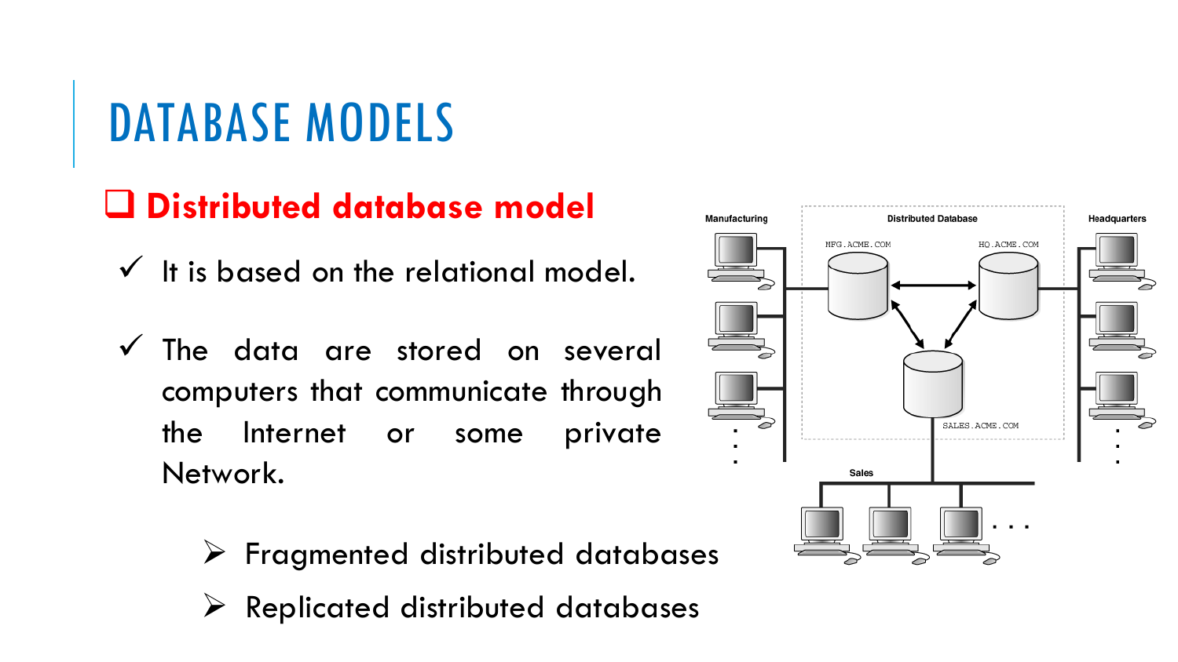# DATABASE MODELS

## Distributed database model

- ✓ It is based on the relational model.
- ✓ The data are stored on several computers that communicate through the Internet or some private Network.
  - ➢ Fragmented distributed databases
  - ➢ Replicated distributed databases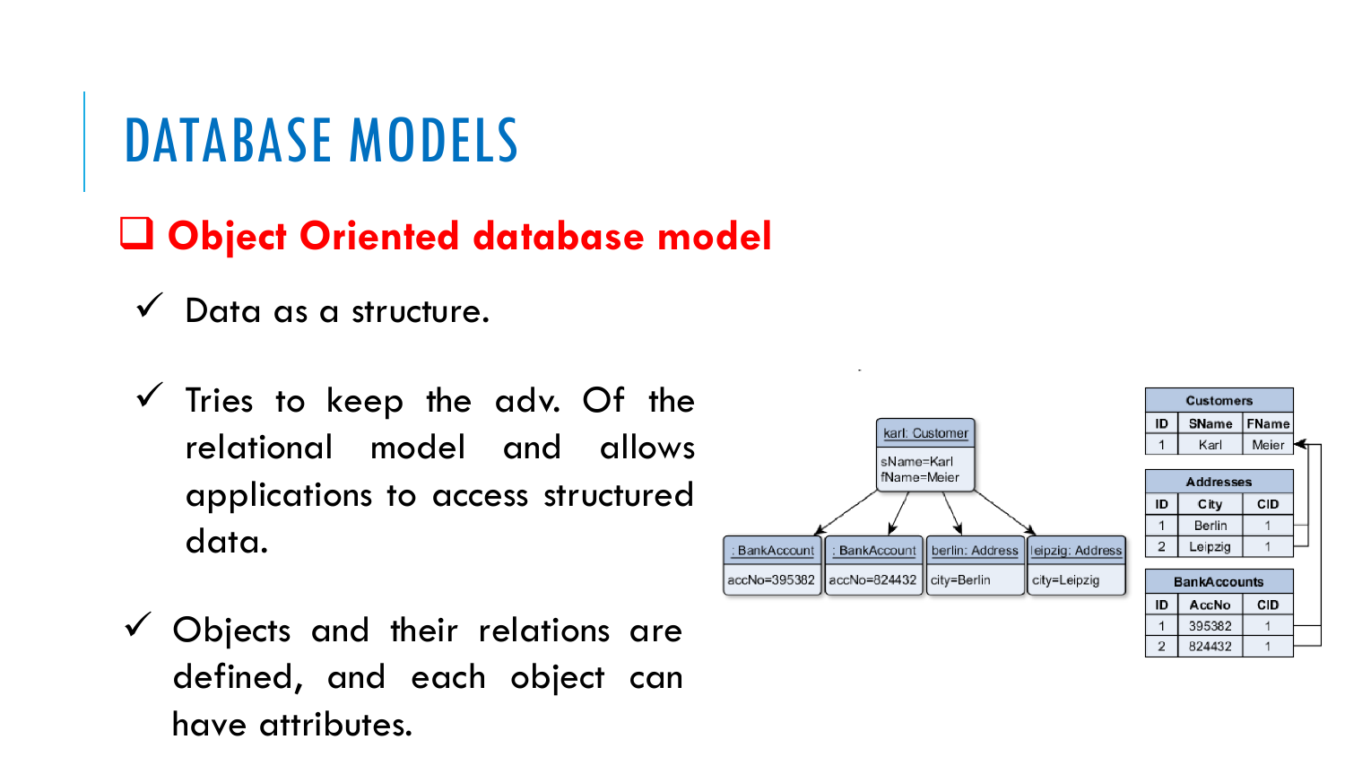# DATABASE MODELS

## ❑ Object Oriented database model

- ✓ Data as a structure.
- ✓ Tries to keep the adv. Of the relational model and allows applications to access structured data.
- ✓ Objects and their relations are defined, and each object can have attributes.

| Customers | | |
|---|---|---|
| ID | SName | FName |
| 1 | Karl | Meier |

| Addresses | | |
|---|---|---|
| ID | City | CID |
| 1 | Berlin | 1 |
| 2 | Leipzig | 1 |

| BankAccounts | | |
|---|---|---|
| ID | AccNo | CID |
| 1 | 395382 | 1 |
| 2 | 824432 | 1 |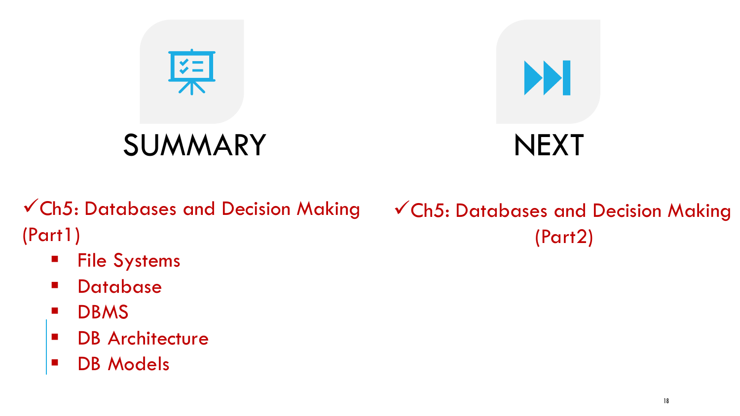## SUMMARY

✓Ch5: Databases and Decision Making (Part1)

- File Systems
- Database
- DBMS
- DB Architecture
- DB Models

## NEXT

✓Ch5: Databases and Decision Making (Part2)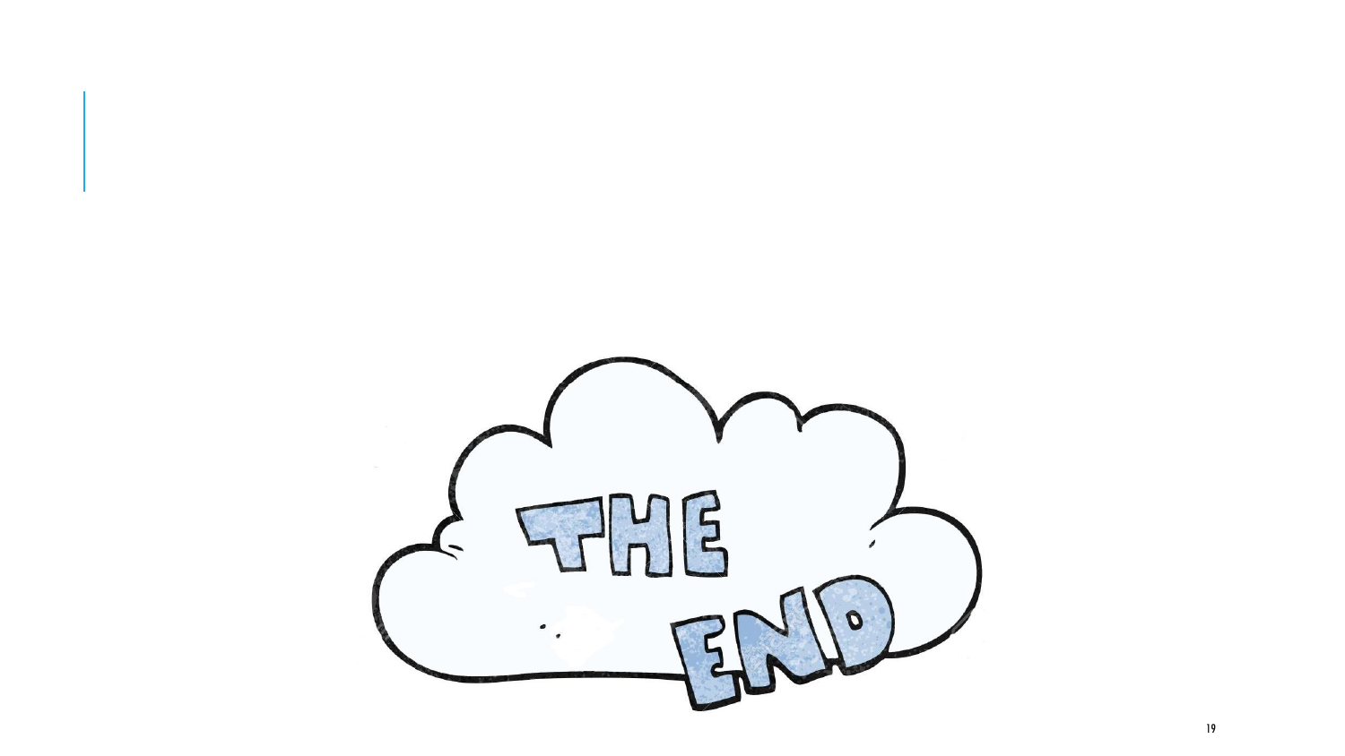THE END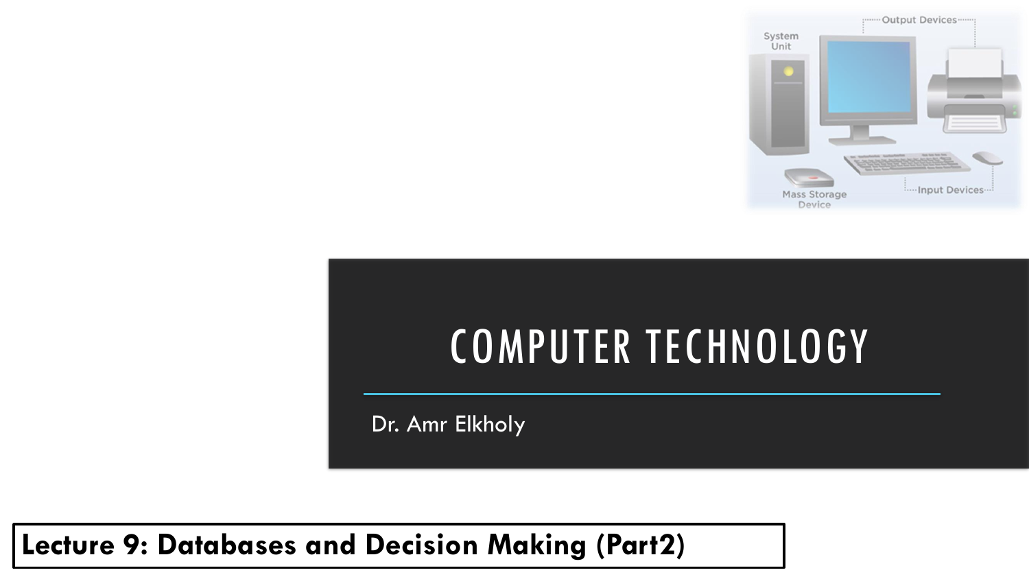# COMPUTER TECHNOLOGY

Dr. Amr Elkholy

**Lecture 9: Databases and Decision Making (Part2)**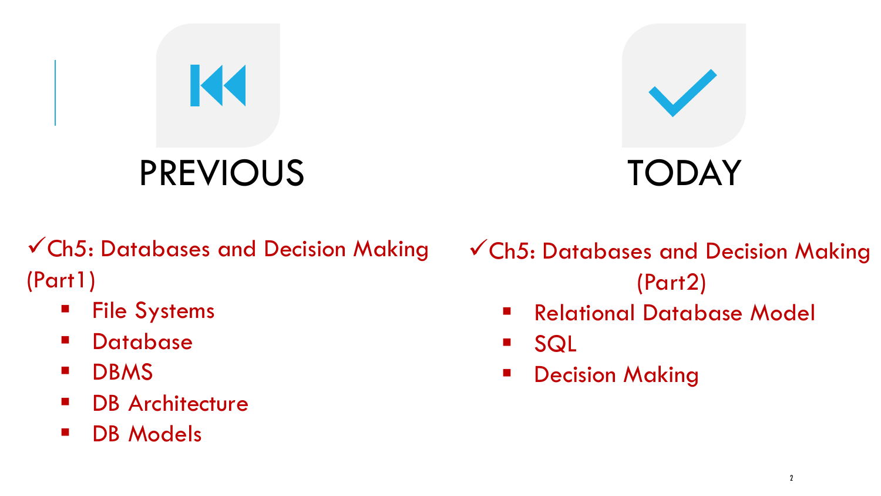## PREVIOUS

✓Ch5: Databases and Decision Making (Part1)

- File Systems
- Database
- DBMS
- DB Architecture
- DB Models

## TODAY

✓Ch5: Databases and Decision Making (Part2)

- Relational Database Model
- SQL
- Decision Making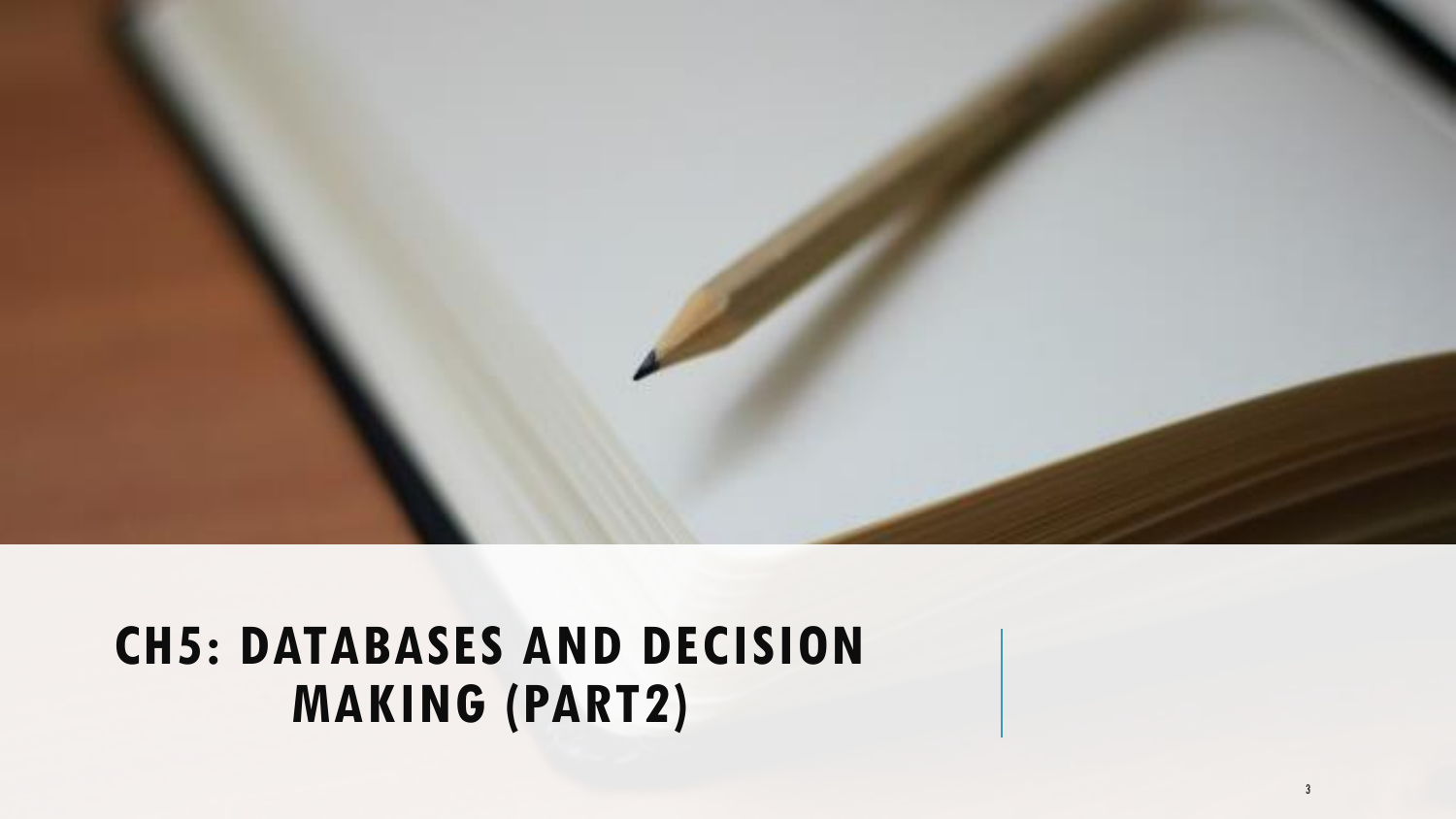# CH5: DATABASES AND DECISION MAKING (PART2)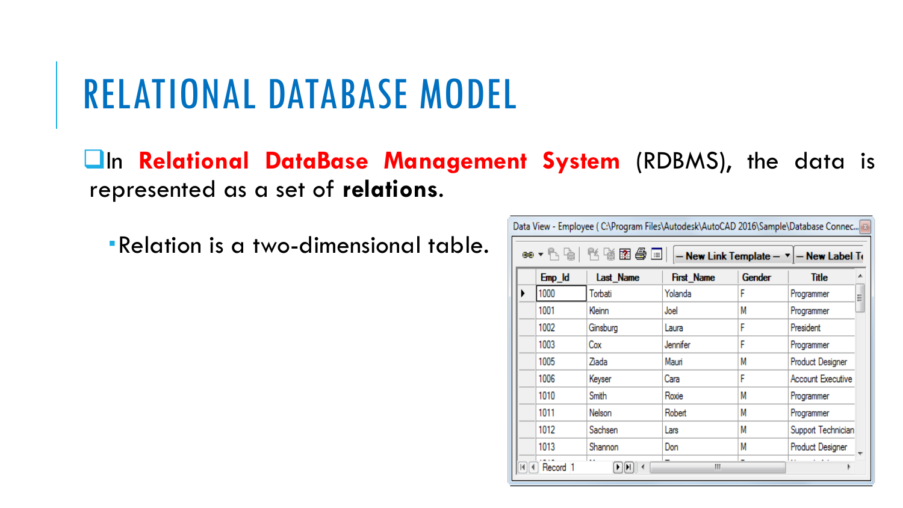# RELATIONAL DATABASE MODEL

- In **Relational DataBase Management System** (RDBMS), the data is represented as a set of **relations.**
  - Relation is a two-dimensional table.

Data View - Employee ( C:\Program Files\Autodesk\AutoCAD 2016\Sample\Database Connec...

| Emp_Id | Last_Name | First_Name | Gender | Title |
|---|---|---|---|---|
| 1000 | Torbati | Yolanda | F | Programmer |
| 1001 | Kleinn | Joel | M | Programmer |
| 1002 | Ginsburg | Laura | F | President |
| 1003 | Cox | Jennifer | F | Programmer |
| 1005 | Ziada | Mauri | M | Product Designer |
| 1006 | Keyser | Cara | F | Account Executive |
| 1010 | Smith | Roxie | M | Programmer |
| 1011 | Nelson | Robert | M | Programmer |
| 1012 | Sachsen | Lars | M | Support Technician |
| 1013 | Shannon | Don | M | Product Designer |

Record 1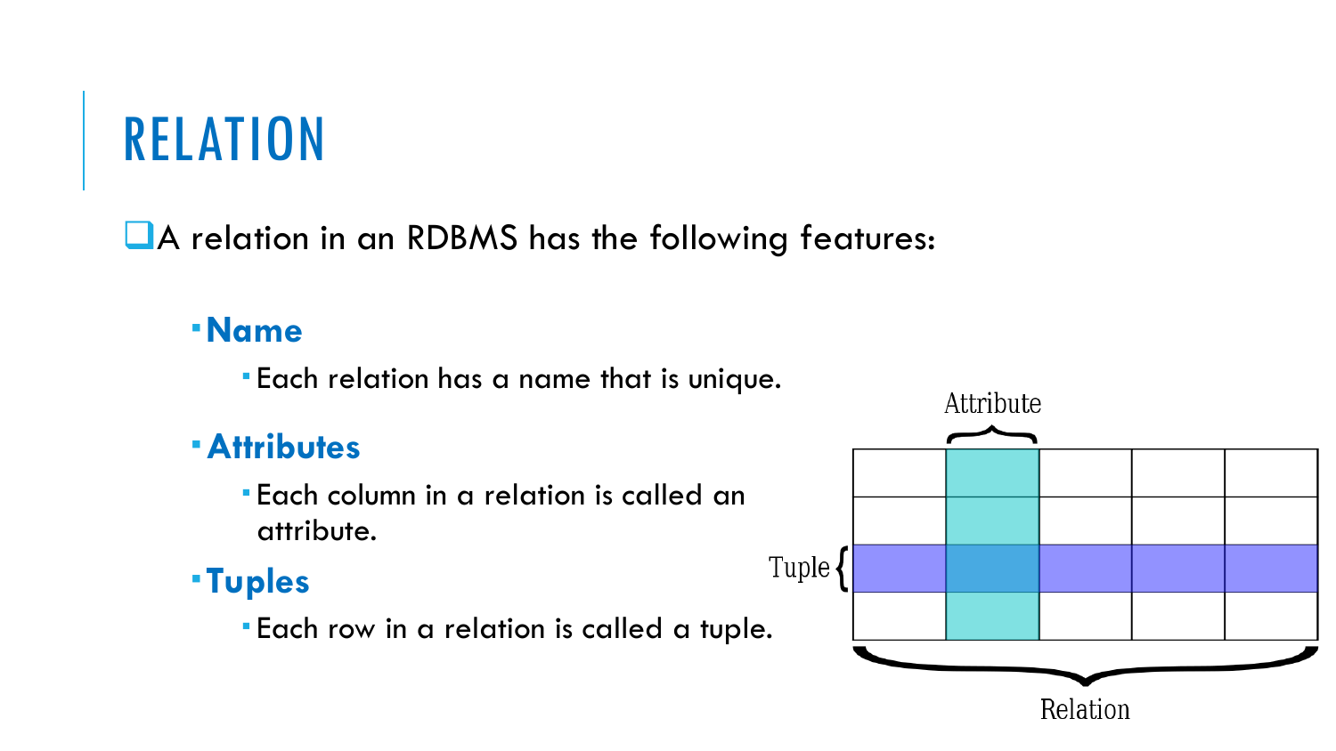# RELATION

- A relation in an RDBMS has the following features:
  - **Name**
    - Each relation has a name that is unique.
  - **Attributes**
    - Each column in a relation is called an attribute.
  - **Tuples**
    - Each row in a relation is called a tuple.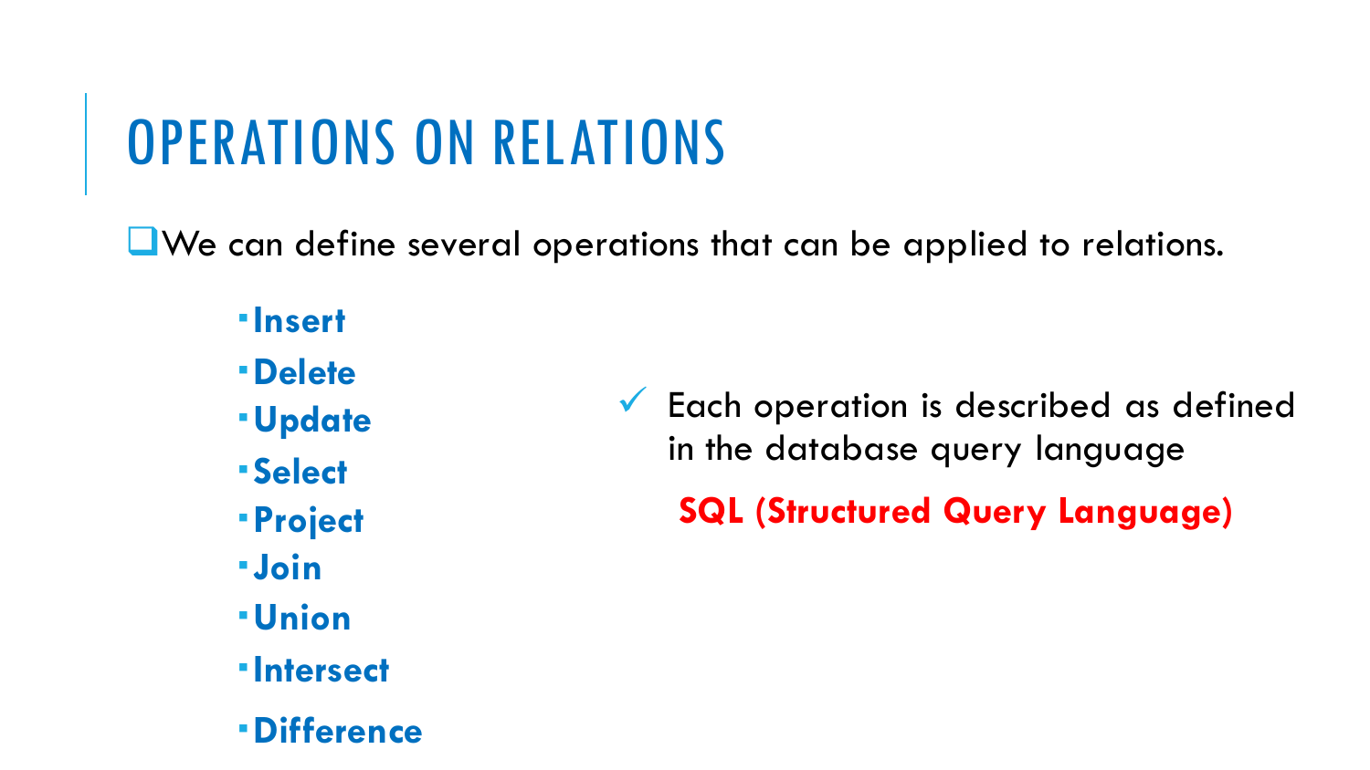# OPERATIONS ON RELATIONS

- We can define several operations that can be applied to relations.
  - **Insert**
  - **Delete**
  - **Update**
  - **Select**
  - **Project**
  - **Join**
  - **Union**
  - **Intersect**
  - **Difference**

✓ Each operation is described as defined in the database query language

**SQL (Structured Query Language)**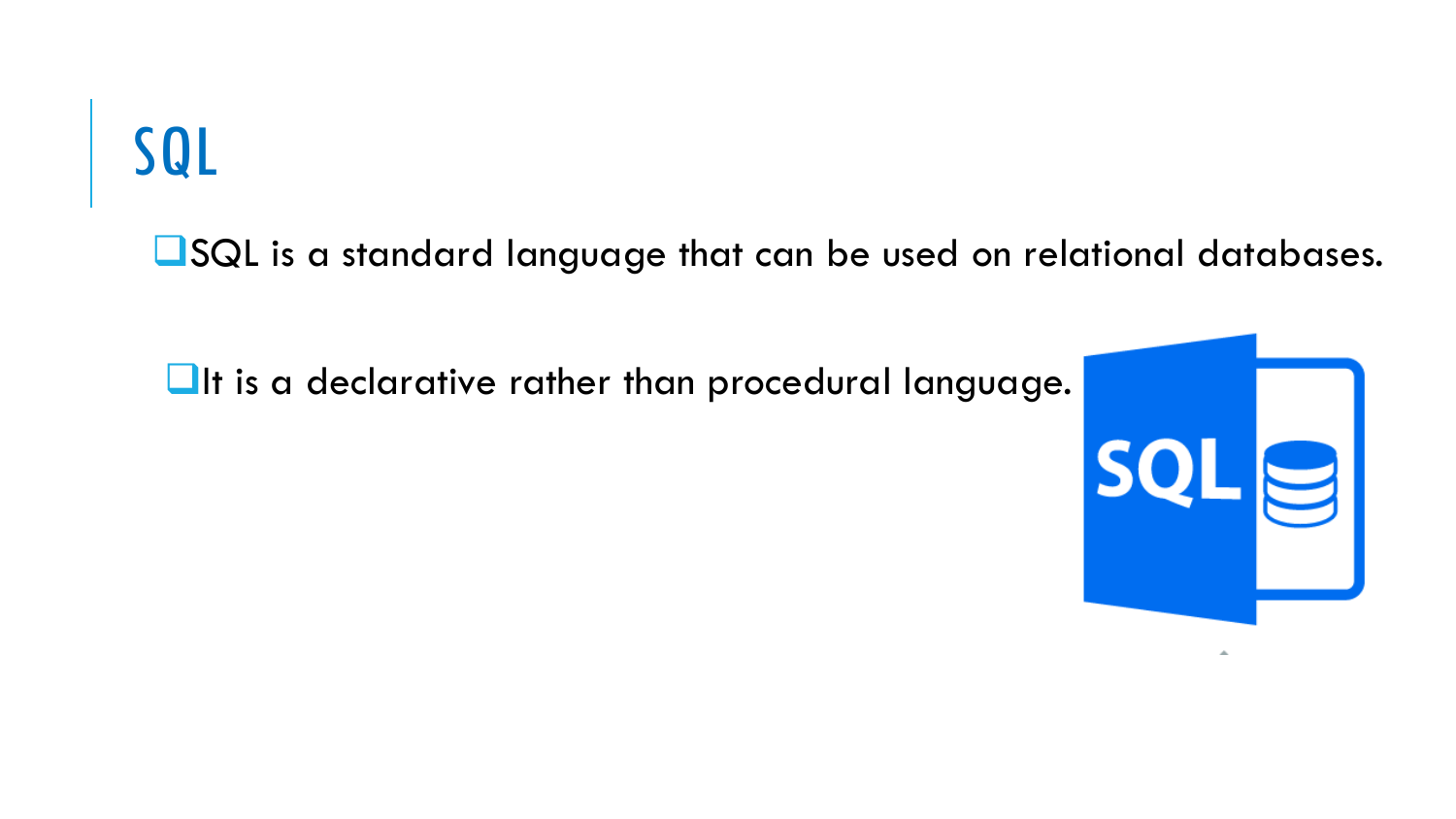# SQL

- SQL is a standard language that can be used on relational databases.
- It is a declarative rather than procedural language.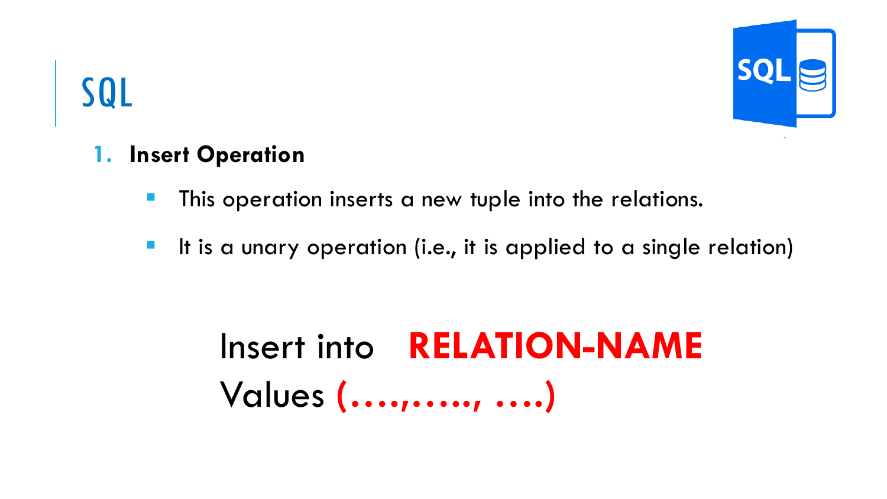# SQL

1. **Insert Operation**

   - This operation inserts a new tuple into the relations.
   - It is a unary operation (i.e., it is applied to a single relation)

```
Insert into   RELATION-NAME
Values (….,….., ….)
```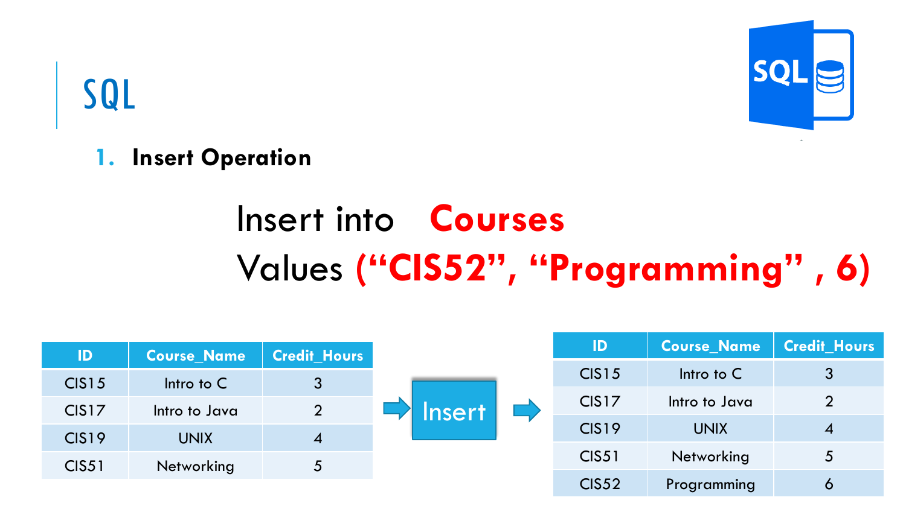# SQL

1. **Insert Operation**

Insert into **Courses**
Values **("CIS52", "Programming" , 6)**

| ID | Course_Name | Credit_Hours |
|---|---|---|
| CIS15 | Intro to C | 3 |
| CIS17 | Intro to Java | 2 |
| CIS19 | UNIX | 4 |
| CIS51 | Networking | 5 |

→ Insert →

| ID | Course_Name | Credit_Hours |
|---|---|---|
| CIS15 | Intro to C | 3 |
| CIS17 | Intro to Java | 2 |
| CIS19 | UNIX | 4 |
| CIS51 | Networking | 5 |
| CIS52 | Programming | 6 |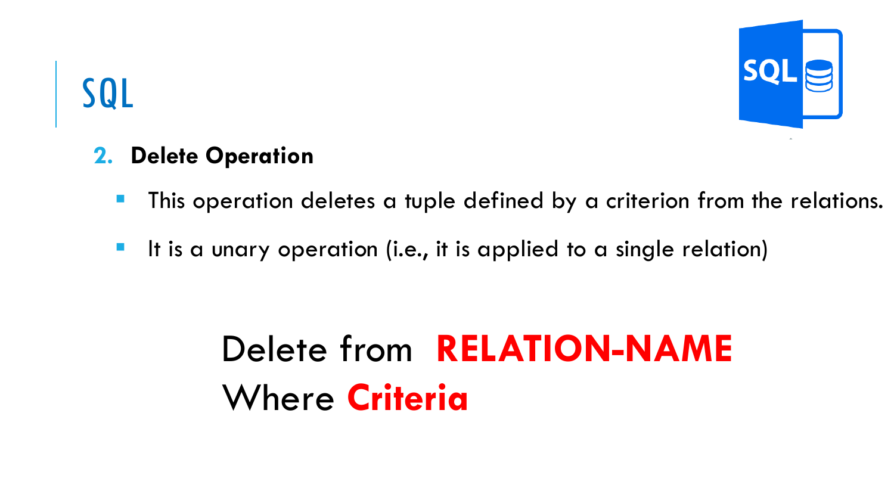# SQL

2. **Delete Operation**

- This operation deletes a tuple defined by a criterion from the relations.
- It is a unary operation (i.e., it is applied to a single relation)

```
Delete from  RELATION-NAME
Where Criteria
```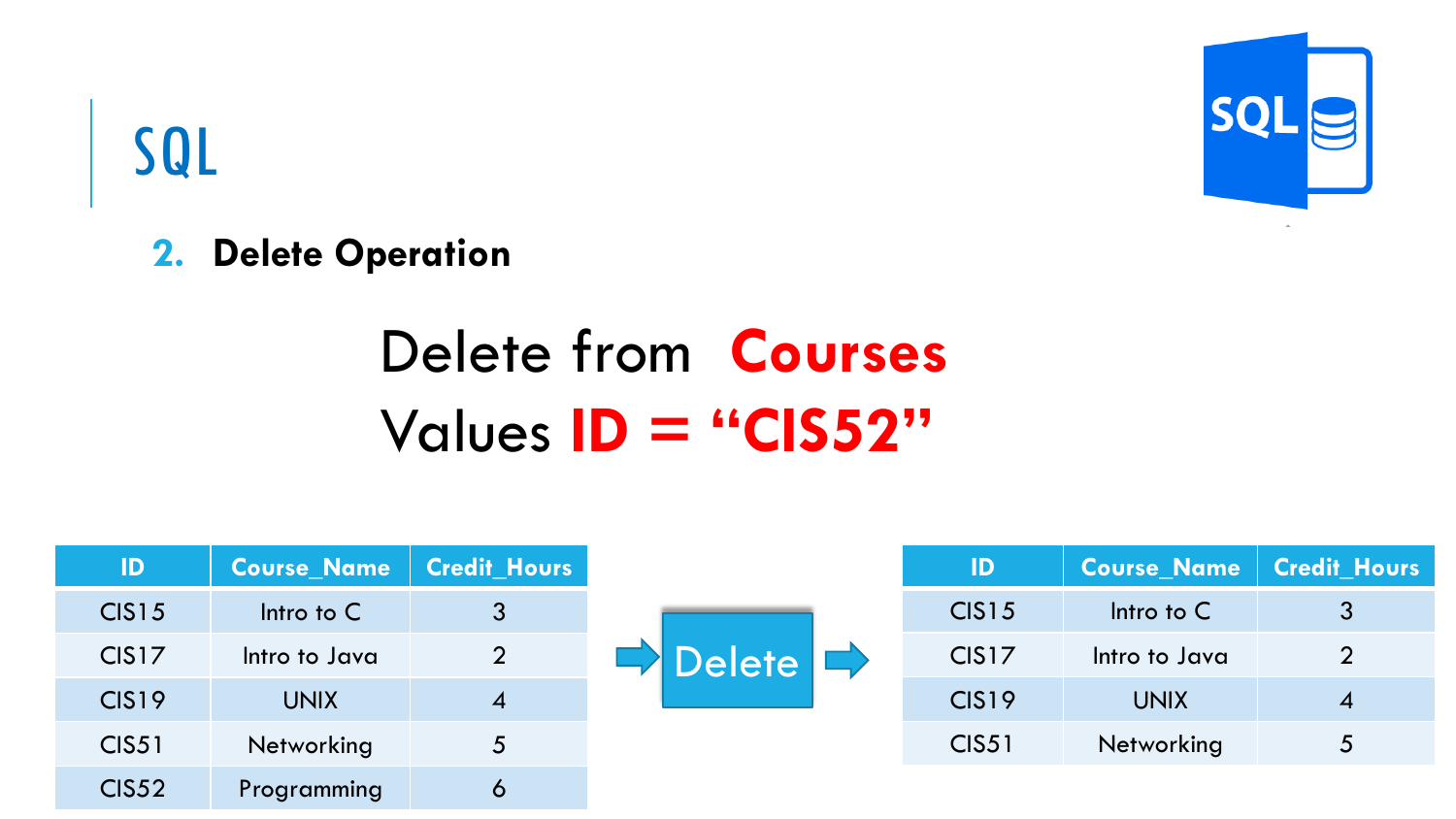# SQL

## 2. Delete Operation

Delete from **Courses**
Values **ID = "CIS52"**

| ID | Course_Name | Credit_Hours |
|---|---|---|
| CIS15 | Intro to C | 3 |
| CIS17 | Intro to Java | 2 |
| CIS19 | UNIX | 4 |
| CIS51 | Networking | 5 |
| CIS52 | Programming | 6 |

Delete

| ID | Course_Name | Credit_Hours |
|---|---|---|
| CIS15 | Intro to C | 3 |
| CIS17 | Intro to Java | 2 |
| CIS19 | UNIX | 4 |
| CIS51 | Networking | 5 |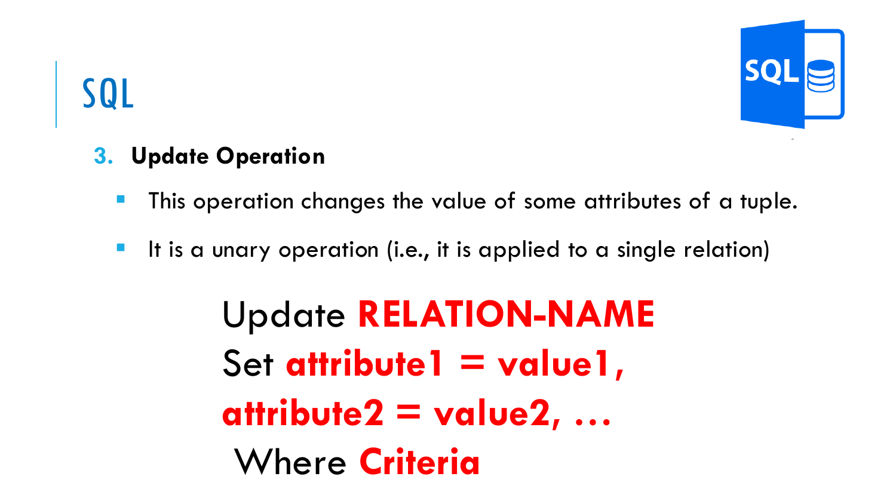# SQL

3. **Update Operation**

- This operation changes the value of some attributes of a tuple.
- It is a unary operation (i.e., it is applied to a single relation)

Update **RELATION-NAME**
Set **attribute1 = value1,**
**attribute2 = value2, …**
Where **Criteria**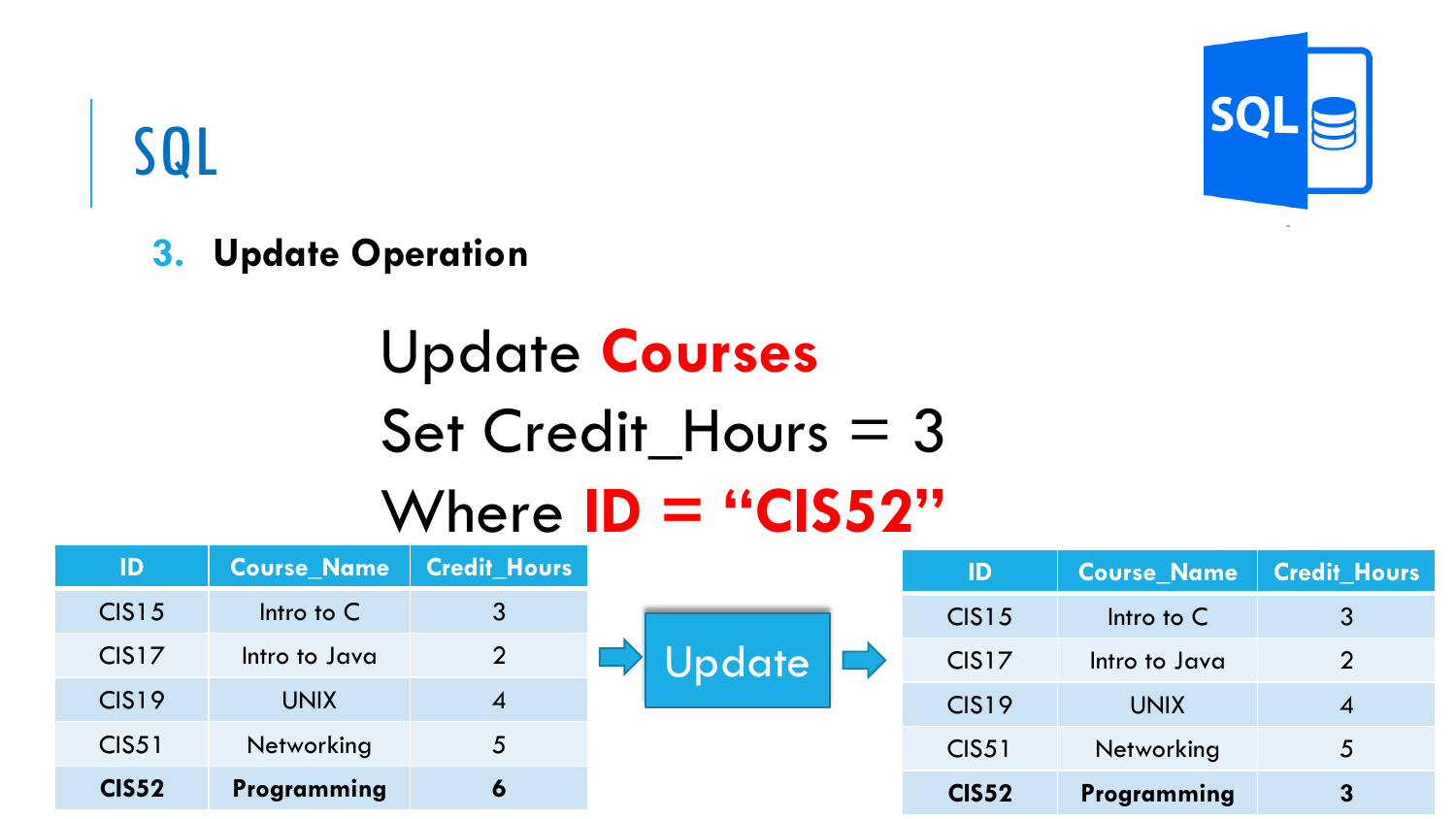# SQL

## 3. Update Operation

```
Update Courses
Set Credit_Hours = 3
Where ID = "CIS52"
```

| ID | Course_Name | Credit_Hours |
| --- | --- | --- |
| CIS15 | Intro to C | 3 |
| CIS17 | Intro to Java | 2 |
| CIS19 | UNIX | 4 |
| CIS51 | Networking | 5 |
| **CIS52** | **Programming** | **6** |

→ Update →

| ID | Course_Name | Credit_Hours |
| --- | --- | --- |
| CIS15 | Intro to C | 3 |
| CIS17 | Intro to Java | 2 |
| CIS19 | UNIX | 4 |
| CIS51 | Networking | 5 |
| **CIS52** | **Programming** | **3** |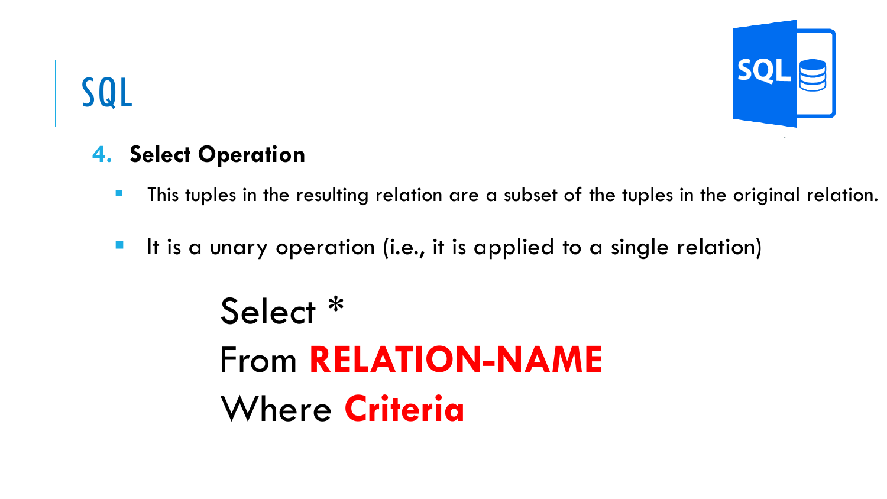# SQL

### 4. Select Operation

- This tuples in the resulting relation are a subset of the tuples in the original relation.
- It is a unary operation (i.e., it is applied to a single relation)

```
Select *
From RELATION-NAME
Where Criteria
```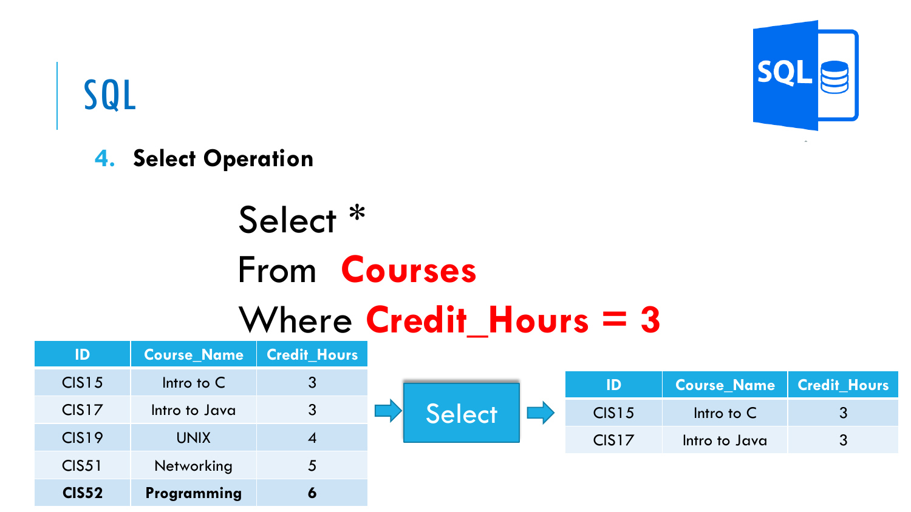# SQL

## 4. Select Operation

```
Select *
From Courses
Where Credit_Hours = 3
```

| ID | Course_Name | Credit_Hours |
|---|---|---|
| CIS15 | Intro to C | 3 |
| CIS17 | Intro to Java | 3 |
| CIS19 | UNIX | 4 |
| CIS51 | Networking | 5 |
| **CIS52** | **Programming** | **6** |

→ Select →

| ID | Course_Name | Credit_Hours |
|---|---|---|
| CIS15 | Intro to C | 3 |
| CIS17 | Intro to Java | 3 |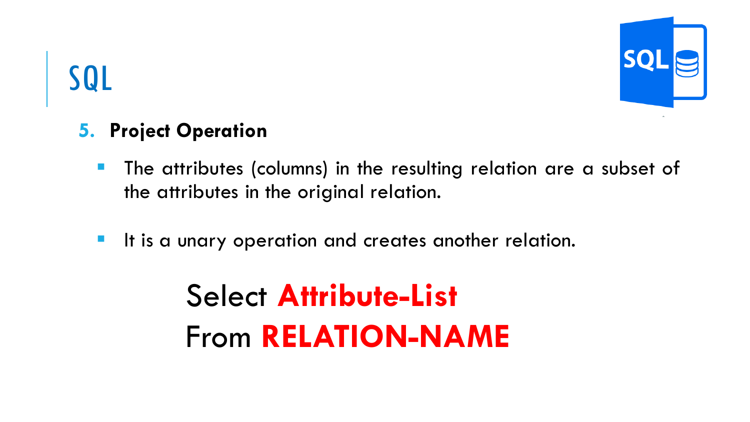# SQL

### 5. Project Operation

- The attributes (columns) in the resulting relation are a subset of the attributes in the original relation.
- It is a unary operation and creates another relation.

```
Select Attribute-List
From RELATION-NAME
```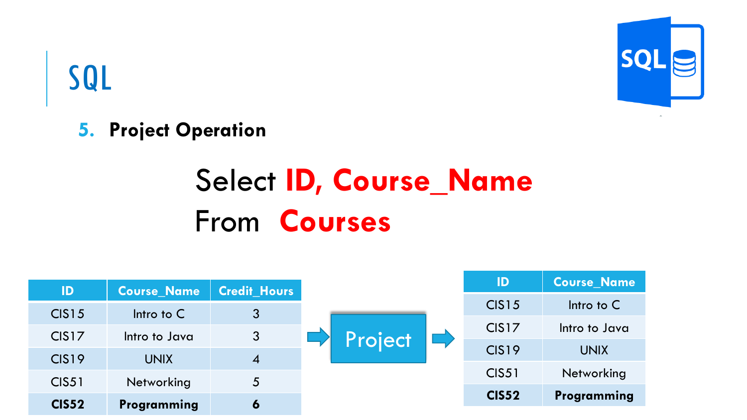# SQL

## 5. Project Operation

```
Select ID, Course_Name
From  Courses
```

| ID | Course_Name | Credit_Hours |
|---|---|---|
| CIS15 | Intro to C | 3 |
| CIS17 | Intro to Java | 3 |
| CIS19 | UNIX | 4 |
| CIS51 | Networking | 5 |
| **CIS52** | **Programming** | **6** |

→ Project →

| ID | Course_Name |
|---|---|
| CIS15 | Intro to C |
| CIS17 | Intro to Java |
| CIS19 | UNIX |
| CIS51 | Networking |
| **CIS52** | **Programming** |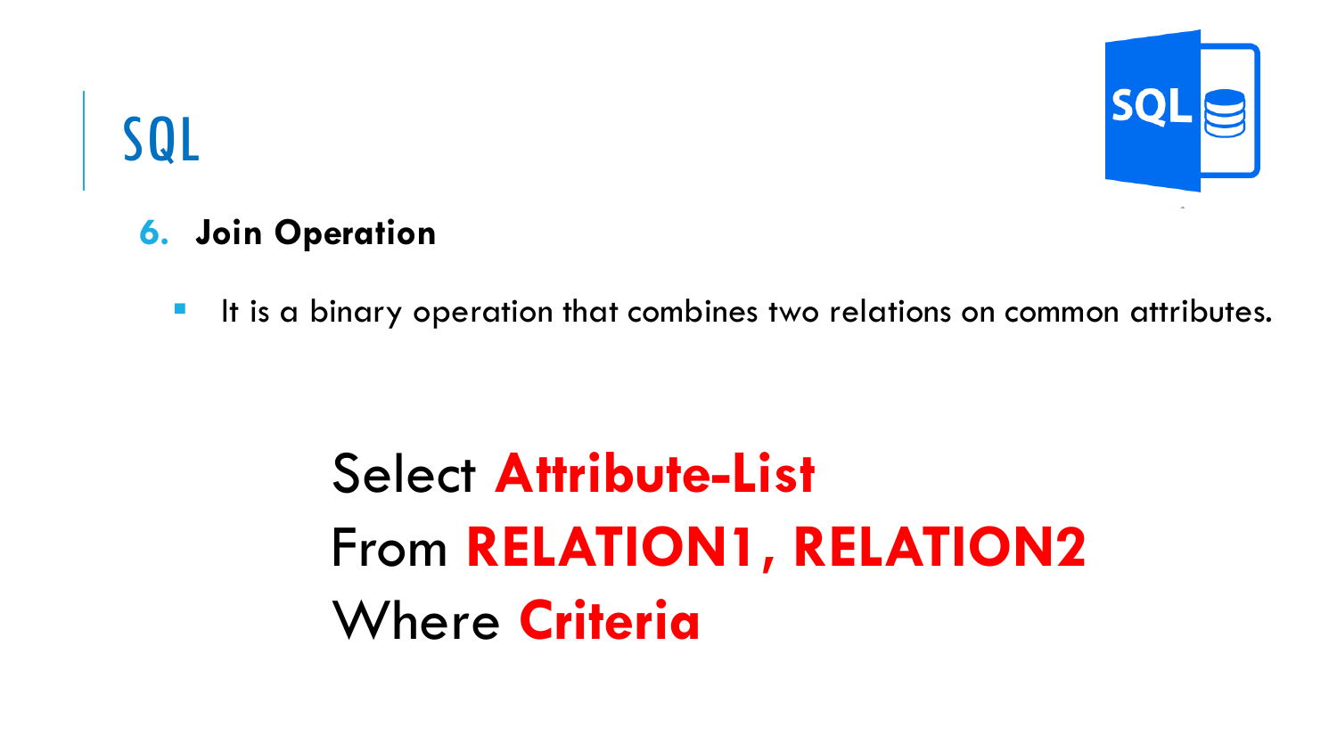# SQL

6. **Join Operation**

   - It is a binary operation that combines two relations on common attributes.

Select **Attribute-List**
From **RELATION1, RELATION2**
Where **Criteria**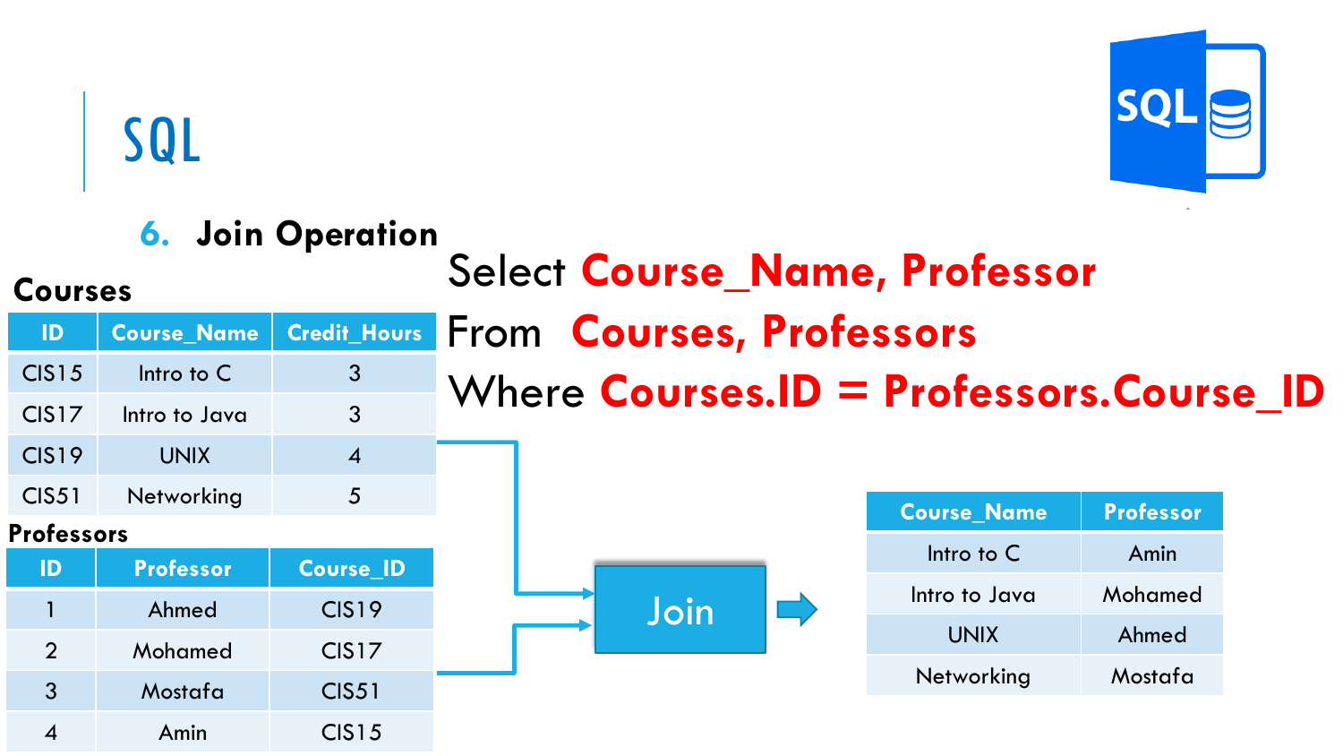# SQL

## 6. Join Operation

**Courses**

| ID | Course_Name | Credit_Hours |
|---|---|---|
| CIS15 | Intro to C | 3 |
| CIS17 | Intro to Java | 3 |
| CIS19 | UNIX | 4 |
| CIS51 | Networking | 5 |

**Professors**

| ID | Professor | Course_ID |
|---|---|---|
| 1 | Ahmed | CIS19 |
| 2 | Mohamed | CIS17 |
| 3 | Mostafa | CIS51 |
| 4 | Amin | CIS15 |

```
Select Course_Name, Professor
From   Courses, Professors
Where Courses.ID = Professors.Course_ID
```

Join

| Course_Name | Professor |
|---|---|
| Intro to C | Amin |
| Intro to Java | Mohamed |
| UNIX | Ahmed |
| Networking | Mostafa |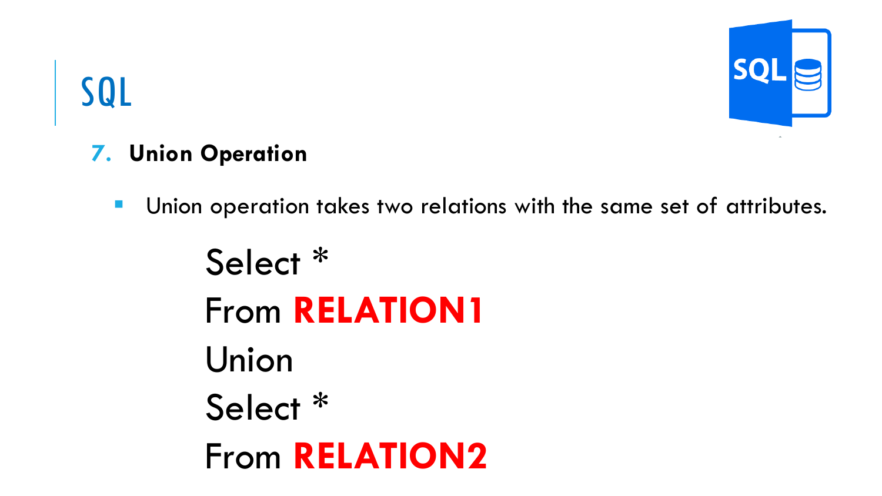# SQL

## 7. Union Operation

- Union operation takes two relations with the same set of attributes.

```
Select *
From RELATION1
Union
Select *
From RELATION2
```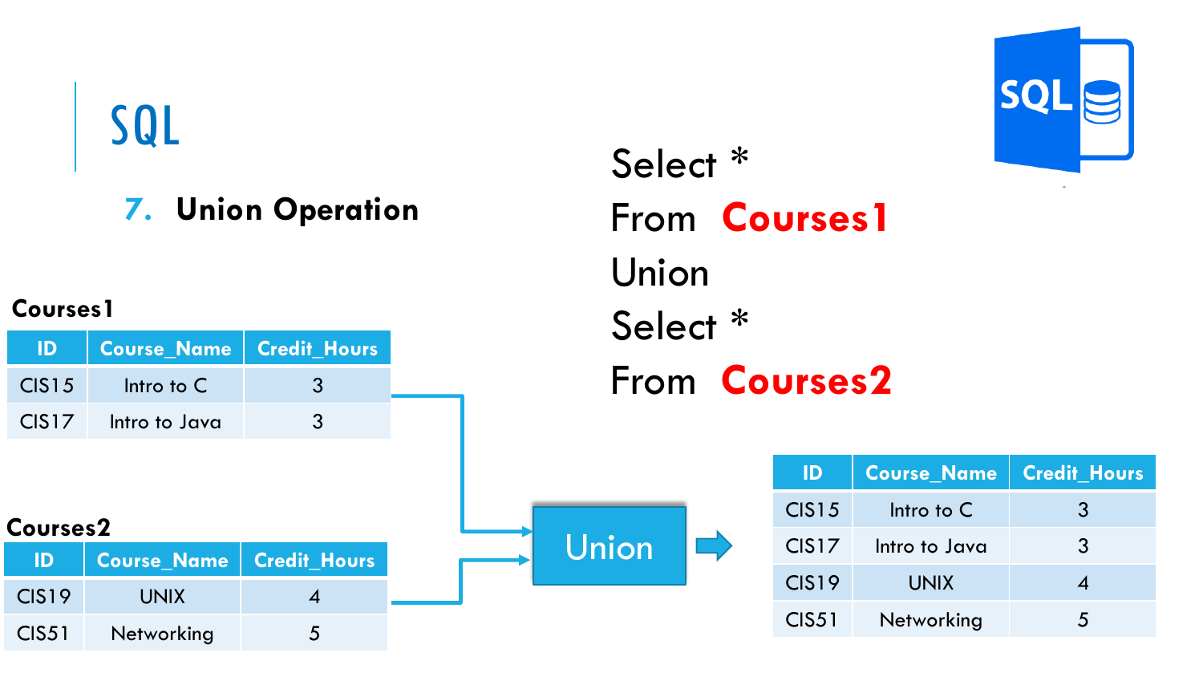# SQL

## 7. Union Operation

```
Select *
From Courses1
Union
Select *
From Courses2
```

**Courses1**

| ID | Course_Name | Credit_Hours |
| --- | --- | --- |
| CIS15 | Intro to C | 3 |
| CIS17 | Intro to Java | 3 |

**Courses2**

| ID | Course_Name | Credit_Hours |
| --- | --- | --- |
| CIS19 | UNIX | 4 |
| CIS51 | Networking | 5 |

Union

| ID | Course_Name | Credit_Hours |
| --- | --- | --- |
| CIS15 | Intro to C | 3 |
| CIS17 | Intro to Java | 3 |
| CIS19 | UNIX | 4 |
| CIS51 | Networking | 5 |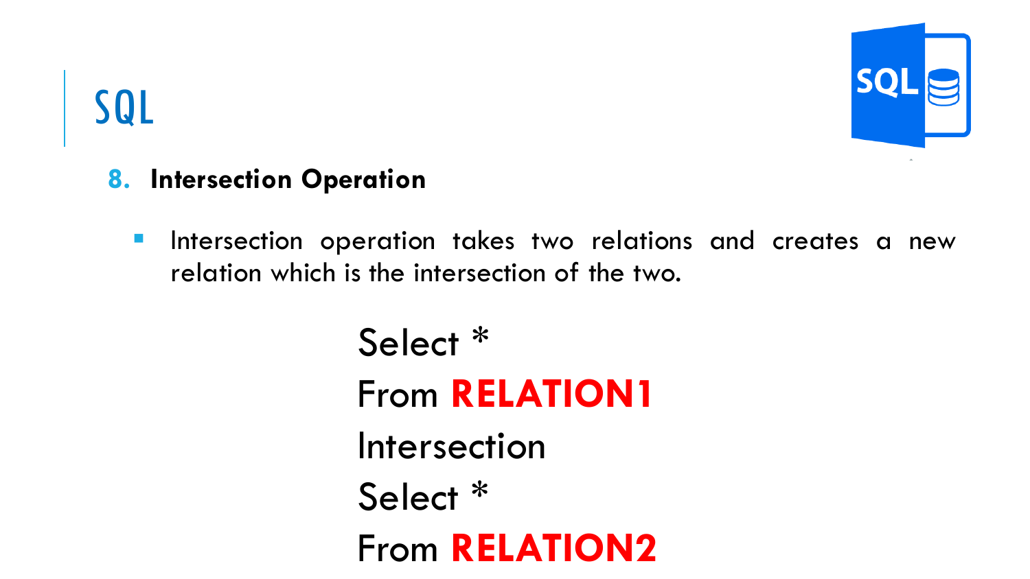# SQL

## 8. Intersection Operation

- Intersection operation takes two relations and creates a new relation which is the intersection of the two.

```
Select *
From RELATION1
Intersection
Select *
From RELATION2
```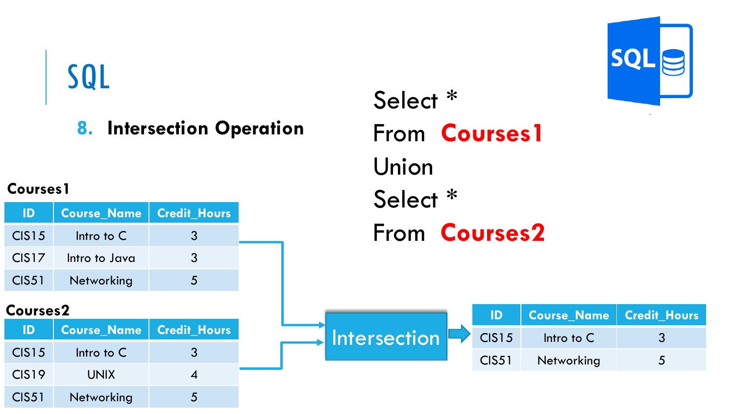# SQL

## 8. Intersection Operation

```
Select *
From Courses1
Union
Select *
From Courses2
```

**Courses1**

| ID | Course_Name | Credit_Hours |
| --- | --- | --- |
| CIS15 | Intro to C | 3 |
| CIS17 | Intro to Java | 3 |
| CIS51 | Networking | 5 |

**Courses2**

| ID | Course_Name | Credit_Hours |
| --- | --- | --- |
| CIS15 | Intro to C | 3 |
| CIS19 | UNIX | 4 |
| CIS51 | Networking | 5 |

Intersection

| ID | Course_Name | Credit_Hours |
| --- | --- | --- |
| CIS15 | Intro to C | 3 |
| CIS51 | Networking | 5 |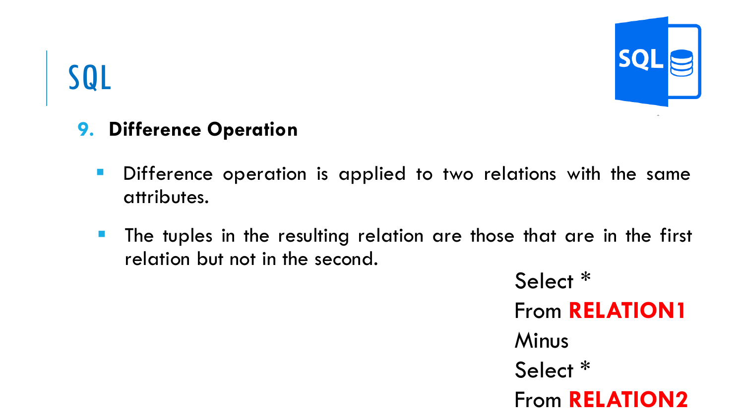# SQL

### 9. Difference Operation

- Difference operation is applied to two relations with the same attributes.
- The tuples in the resulting relation are those that are in the first relation but not in the second.

```
Select *
From RELATION1
Minus
Select *
From RELATION2
```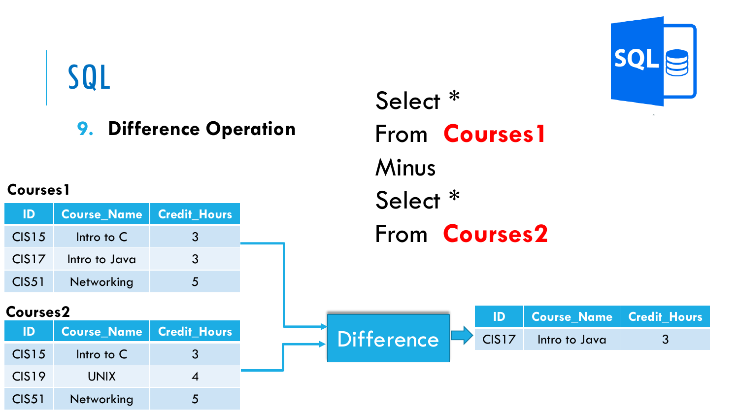# SQL

## 9. Difference Operation

```
Select *
From Courses1
Minus
Select *
From Courses2
```

**Courses1**

| ID | Course_Name | Credit_Hours |
|---|---|---|
| CIS15 | Intro to C | 3 |
| CIS17 | Intro to Java | 3 |
| CIS51 | Networking | 5 |

**Courses2**

| ID | Course_Name | Credit_Hours |
|---|---|---|
| CIS15 | Intro to C | 3 |
| CIS19 | UNIX | 4 |
| CIS51 | Networking | 5 |

Difference

| ID | Course_Name | Credit_Hours |
|---|---|---|
| CIS17 | Intro to Java | 3 |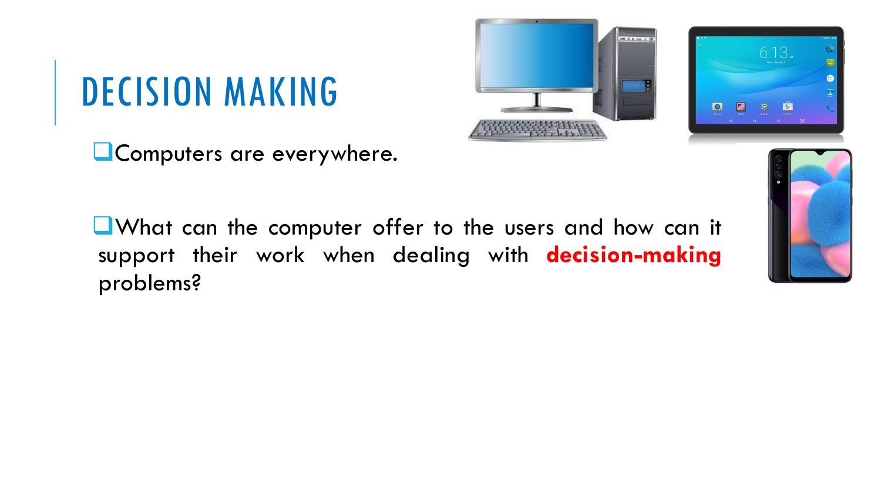# DECISION MAKING

- Computers are everywhere.

- What can the computer offer to the users and how can it support their work when dealing with **decision-making** problems?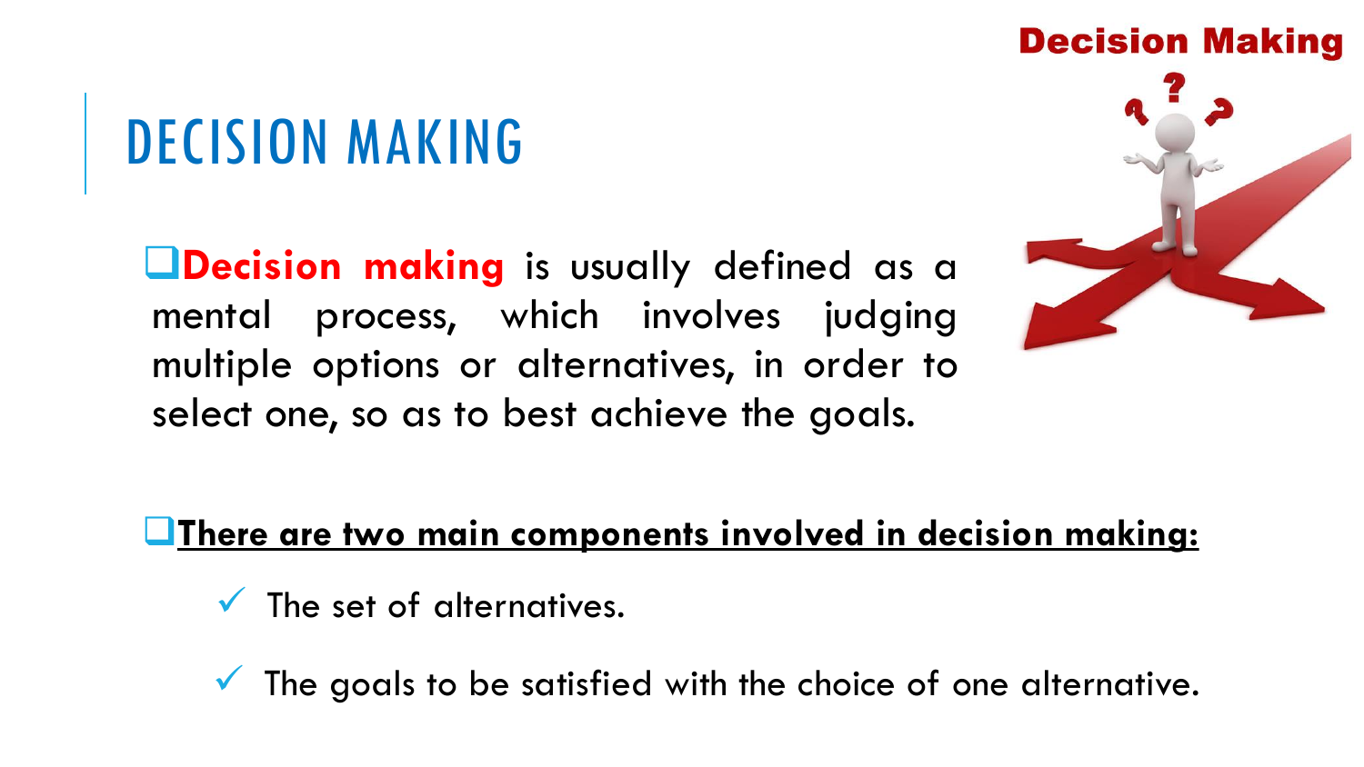# DECISION MAKING

- **Decision making** is usually defined as a mental process, which involves judging multiple options or alternatives, in order to select one, so as to best achieve the goals.

- **There are two main components involved in decision making:**
  - ✓ The set of alternatives.
  - ✓ The goals to be satisfied with the choice of one alternative.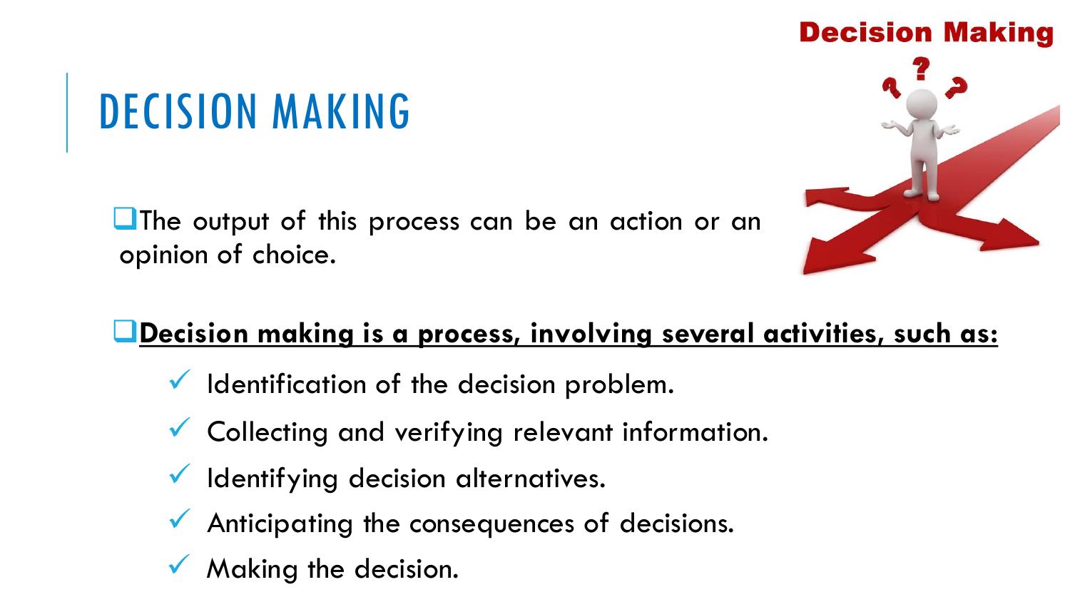# DECISION MAKING

- The output of this process can be an action or an opinion of choice.

- **<u>Decision making is a process, involving several activities, such as:</u>**
  - ✓ Identification of the decision problem.
  - ✓ Collecting and verifying relevant information.
  - ✓ Identifying decision alternatives.
  - ✓ Anticipating the consequences of decisions.
  - ✓ Making the decision.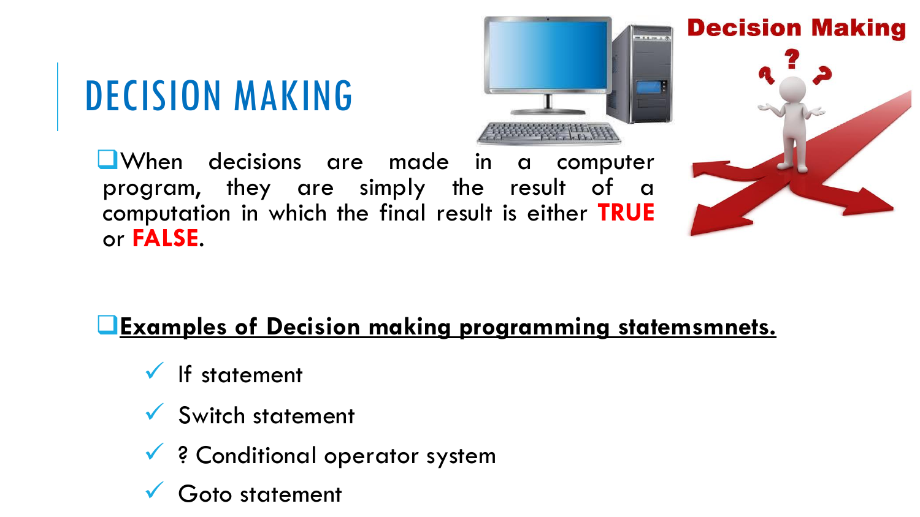# DECISION MAKING

- When decisions are made in a computer program, they are simply the result of a computation in which the final result is either **TRUE** or **FALSE**.

- **Examples of Decision making programming statemsmnets.**
  - ✓ If statement
  - ✓ Switch statement
  - ✓ ? Conditional operator system
  - ✓ Goto statement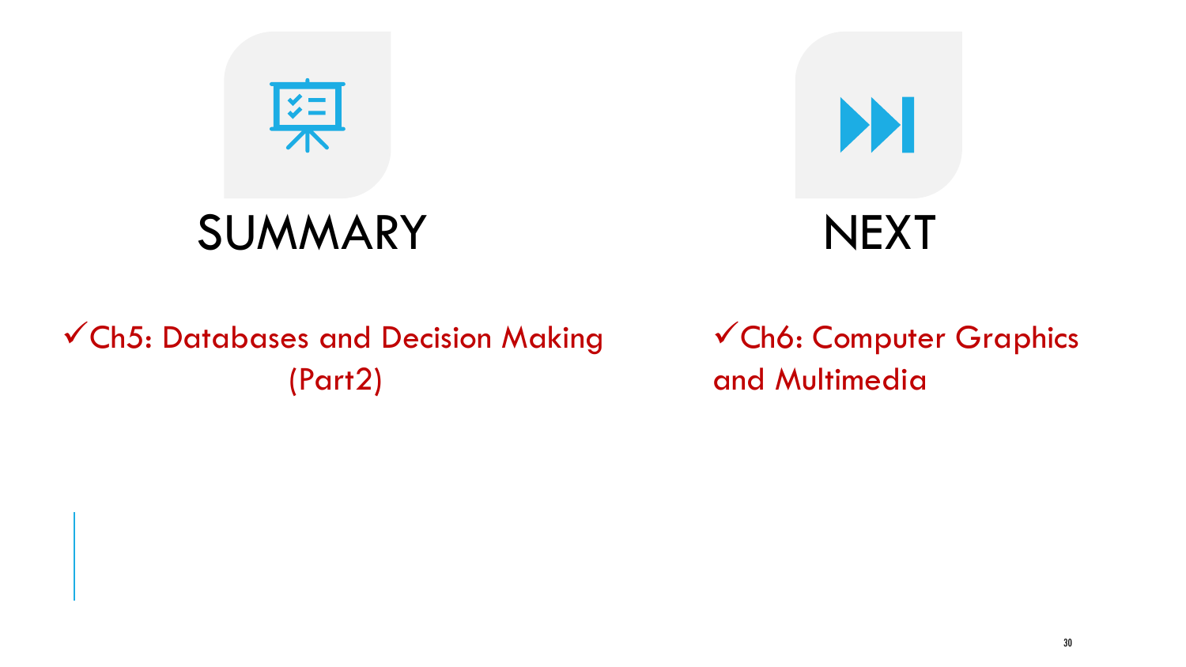## SUMMARY

✓Ch5: Databases and Decision Making (Part2)

## NEXT

✓Ch6: Computer Graphics and Multimedia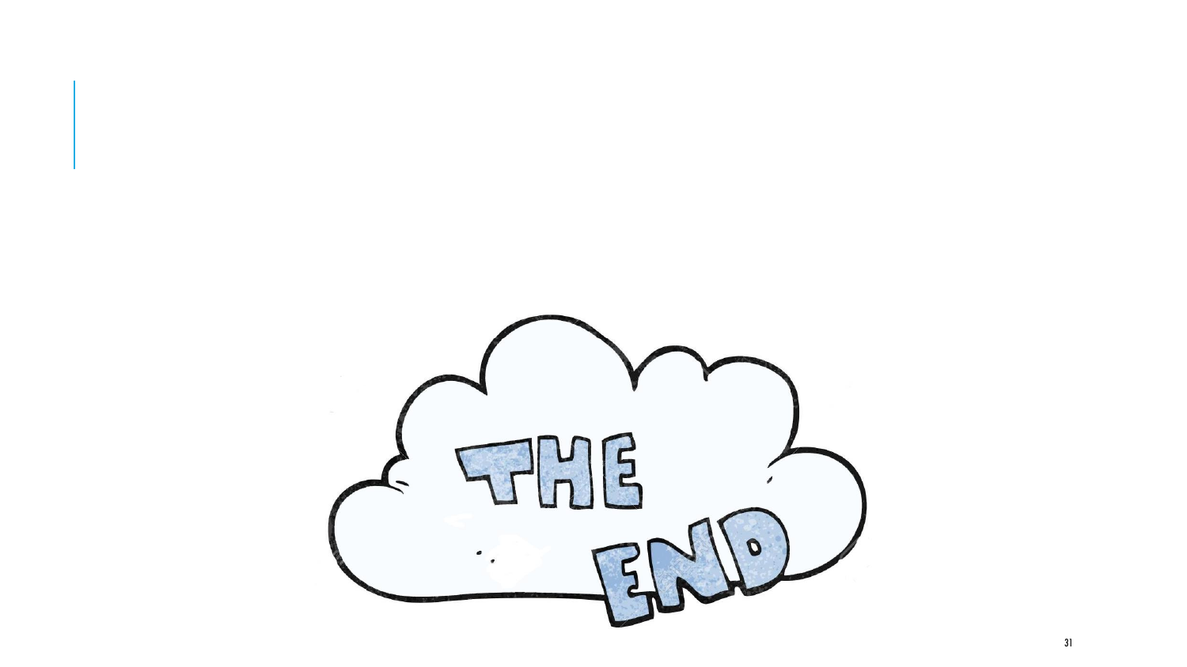THE END